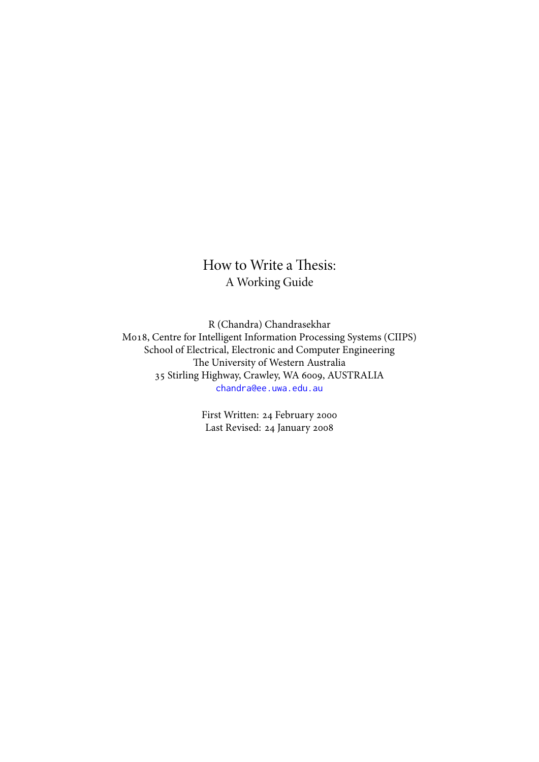# How to Write a Thesis:
## A Working Guide

R (Chandra) Chandrasekhar
M018, Centre for Intelligent Information Processing Systems (CIIPS)
School of Electrical, Electronic and Computer Engineering
The University of Western Australia
35 Stirling Highway, Crawley, WA 6009, AUSTRALIA
chandra@ee.uwa.edu.au

First Written: 24 February 2000
Last Revised: 24 January 2008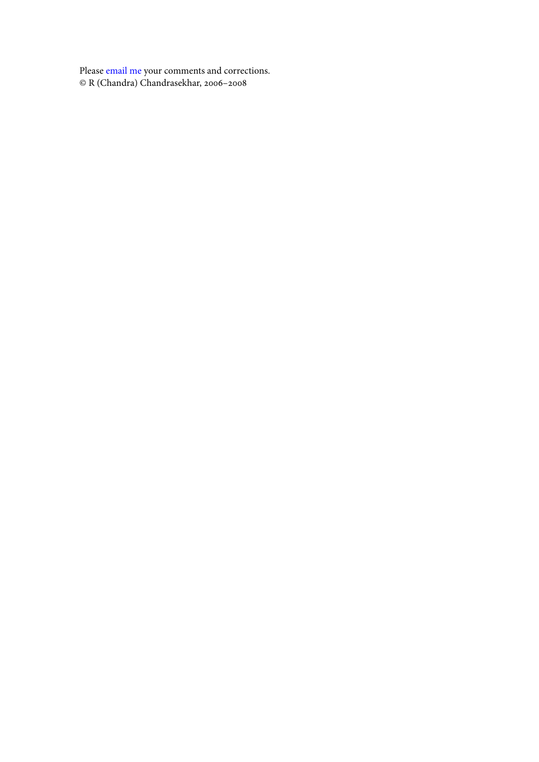Please email me your comments and corrections.  
© R (Chandra) Chandrasekhar, 2006–2008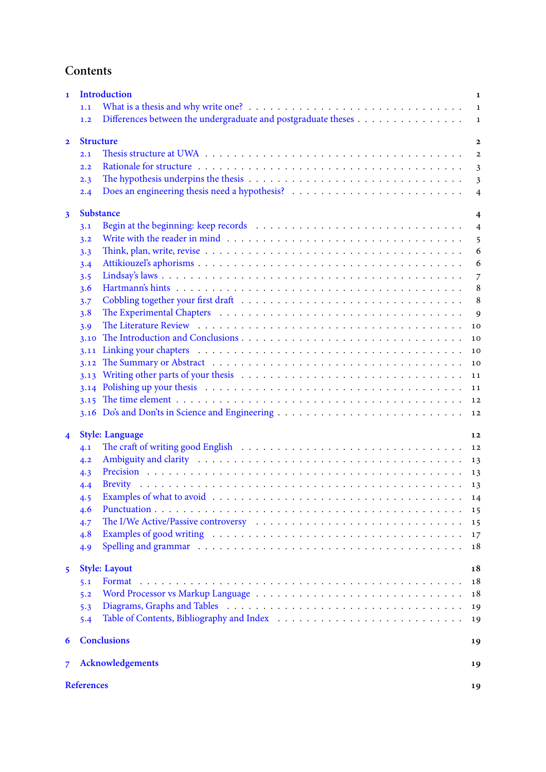# Contents

- **1 Introduction** — 1
  - 1.1 What is a thesis and why write one? — 1
  - 1.2 Differences between the undergraduate and postgraduate theses — 1
- **2 Structure** — 2
  - 2.1 Thesis structure at UWA — 2
  - 2.2 Rationale for structure — 3
  - 2.3 The hypothesis underpins the thesis — 3
  - 2.4 Does an engineering thesis need a hypothesis? — 4
- **3 Substance** — 4
  - 3.1 Begin at the beginning: keep records — 4
  - 3.2 Write with the reader in mind — 5
  - 3.3 Think, plan, write, revise — 6
  - 3.4 Attikiouzel's aphorisms — 6
  - 3.5 Lindsay's laws — 7
  - 3.6 Hartmann's hints — 8
  - 3.7 Cobbling together your first draft — 8
  - 3.8 The Experimental Chapters — 9
  - 3.9 The Literature Review — 10
  - 3.10 The Introduction and Conclusions — 10
  - 3.11 Linking your chapters — 10
  - 3.12 The Summary or Abstract — 10
  - 3.13 Writing other parts of your thesis — 11
  - 3.14 Polishing up your thesis — 11
  - 3.15 The time element — 12
  - 3.16 Do's and Don'ts in Science and Engineering — 12
- **4 Style: Language** — 12
  - 4.1 The craft of writing good English — 12
  - 4.2 Ambiguity and clarity — 13
  - 4.3 Precision — 13
  - 4.4 Brevity — 13
  - 4.5 Examples of what to avoid — 14
  - 4.6 Punctuation — 15
  - 4.7 The I/We Active/Passive controversy — 15
  - 4.8 Examples of good writing — 17
  - 4.9 Spelling and grammar — 18
- **5 Style: Layout** — 18
  - 5.1 Format — 18
  - 5.2 Word Processor vs Markup Language — 18
  - 5.3 Diagrams, Graphs and Tables — 19
  - 5.4 Table of Contents, Bibliography and Index — 19
- **6 Conclusions** — 19
- **7 Acknowledgements** — 19
- **References** — 19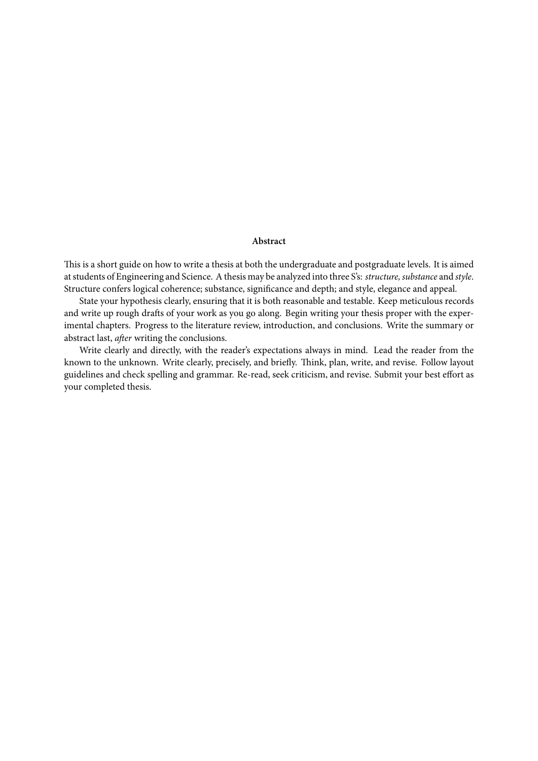**Abstract**

This is a short guide on how to write a thesis at both the undergraduate and postgraduate levels. It is aimed at students of Engineering and Science. A thesis may be analyzed into three S's: *structure, substance* and *style*. Structure confers logical coherence; substance, significance and depth; and style, elegance and appeal.

State your hypothesis clearly, ensuring that it is both reasonable and testable. Keep meticulous records and write up rough drafts of your work as you go along. Begin writing your thesis proper with the experimental chapters. Progress to the literature review, introduction, and conclusions. Write the summary or abstract last, *after* writing the conclusions.

Write clearly and directly, with the reader's expectations always in mind. Lead the reader from the known to the unknown. Write clearly, precisely, and briefly. Think, plan, write, and revise. Follow layout guidelines and check spelling and grammar. Re-read, seek criticism, and revise. Submit your best effort as your completed thesis.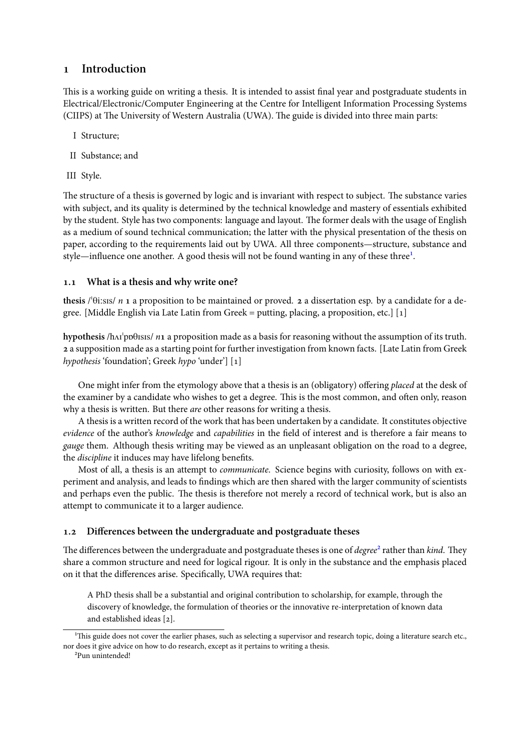# 1 Introduction

This is a working guide on writing a thesis. It is intended to assist final year and postgraduate students in Electrical/Electronic/Computer Engineering at the Centre for Intelligent Information Processing Systems (CIIPS) at The University of Western Australia (UWA). The guide is divided into three main parts:

I Structure;

II Substance; and

III Style.

The structure of a thesis is governed by logic and is invariant with respect to subject. The substance varies with subject, and its quality is determined by the technical knowledge and mastery of essentials exhibited by the student. Style has two components: language and layout. The former deals with the usage of English as a medium of sound technical communication; the latter with the physical presentation of the thesis on paper, according to the requirements laid out by UWA. All three components—structure, substance and style—influence one another. A good thesis will not be found wanting in any of these three[1].

## 1.1 What is a thesis and why write one?

**thesis** /ˈθiːsɪs/ *n* **1** a proposition to be maintained or proved. **2** a dissertation esp. by a candidate for a degree. [Middle English via Late Latin from Greek = putting, placing, a proposition, etc.] [1]

**hypothesis** /hʌɪˈpɒθɪsɪs/ *n* **1** a proposition made as a basis for reasoning without the assumption of its truth. **2** a supposition made as a starting point for further investigation from known facts. [Late Latin from Greek *hypothesis* 'foundation'; Greek *hypo* 'under'] [1]

One might infer from the etymology above that a thesis is an (obligatory) offering *placed* at the desk of the examiner by a candidate who wishes to get a degree. This is the most common, and often only, reason why a thesis is written. But there *are* other reasons for writing a thesis.

A thesis is a written record of the work that has been undertaken by a candidate. It constitutes objective *evidence* of the author's *knowledge* and *capabilities* in the field of interest and is therefore a fair means to *gauge* them. Although thesis writing may be viewed as an unpleasant obligation on the road to a degree, the *discipline* it induces may have lifelong benefits.

Most of all, a thesis is an attempt to *communicate*. Science begins with curiosity, follows on with experiment and analysis, and leads to findings which are then shared with the larger community of scientists and perhaps even the public. The thesis is therefore not merely a record of technical work, but is also an attempt to communicate it to a larger audience.

## 1.2 Differences between the undergraduate and postgraduate theses

The differences between the undergraduate and postgraduate theses is one of *degree*[2] rather than *kind*. They share a common structure and need for logical rigour. It is only in the substance and the emphasis placed on it that the differences arise. Specifically, UWA requires that:

> A PhD thesis shall be a substantial and original contribution to scholarship, for example, through the discovery of knowledge, the formulation of theories or the innovative re-interpretation of known data and established ideas [2].

---

[1] This guide does not cover the earlier phases, such as selecting a supervisor and research topic, doing a literature search etc., nor does it give advice on how to do research, except as it pertains to writing a thesis.

[2] Pun unintended!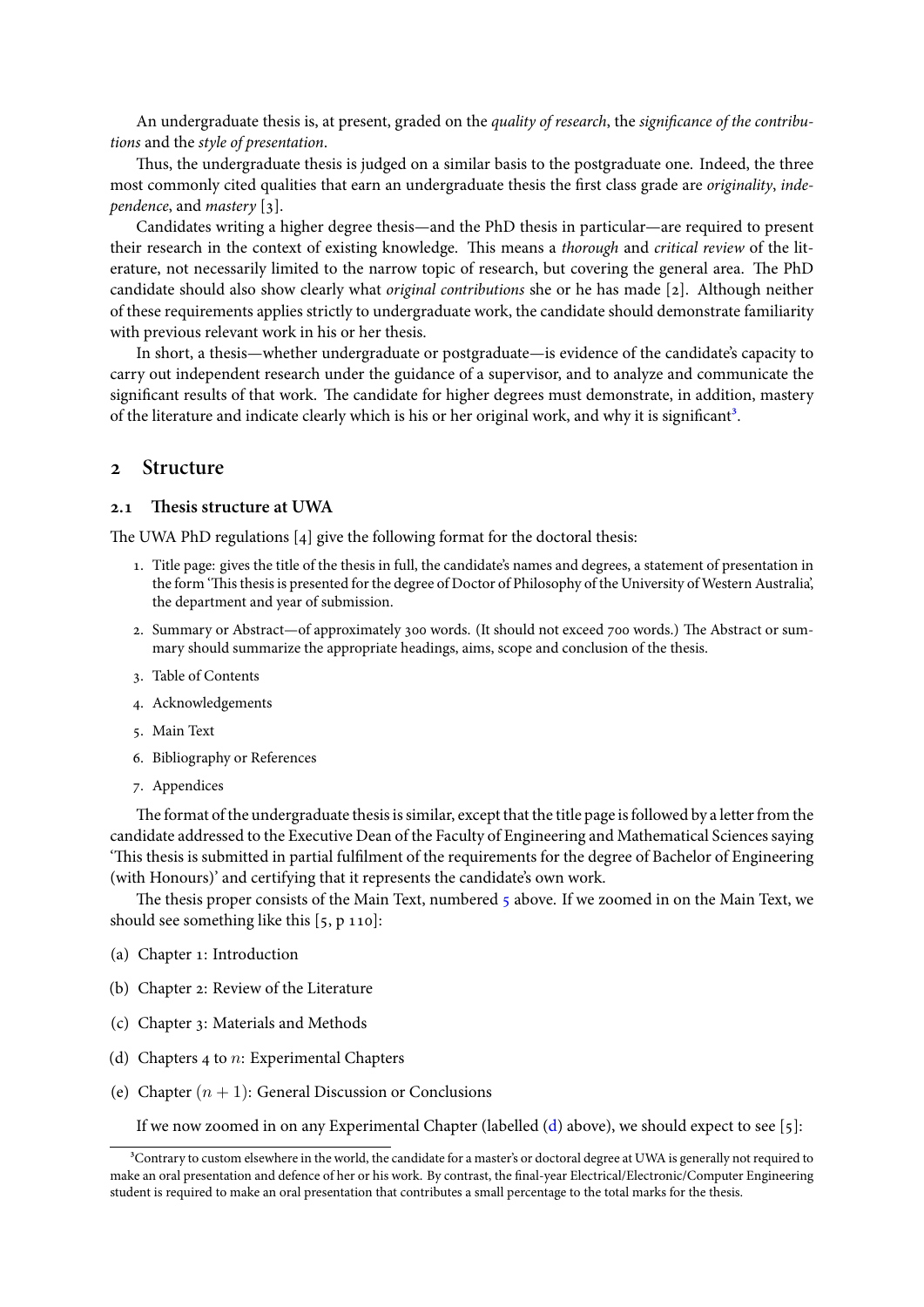An undergraduate thesis is, at present, graded on the *quality of research*, the *significance of the contributions* and the *style of presentation*.

Thus, the undergraduate thesis is judged on a similar basis to the postgraduate one. Indeed, the three most commonly cited qualities that earn an undergraduate thesis the first class grade are *originality*, *independence*, and *mastery* [3].

Candidates writing a higher degree thesis—and the PhD thesis in particular—are required to present their research in the context of existing knowledge. This means a *thorough* and *critical review* of the literature, not necessarily limited to the narrow topic of research, but covering the general area. The PhD candidate should also show clearly what *original contributions* she or he has made [2]. Although neither of these requirements applies strictly to undergraduate work, the candidate should demonstrate familiarity with previous relevant work in his or her thesis.

In short, a thesis—whether undergraduate or postgraduate—is evidence of the candidate's capacity to carry out independent research under the guidance of a supervisor, and to analyze and communicate the significant results of that work. The candidate for higher degrees must demonstrate, in addition, mastery of the literature and indicate clearly which is his or her original work, and why it is significant[3].

## 2 Structure

### 2.1 Thesis structure at UWA

The UWA PhD regulations [4] give the following format for the doctoral thesis:

1. Title page: gives the title of the thesis in full, the candidate's names and degrees, a statement of presentation in the form 'This thesis is presented for the degree of Doctor of Philosophy of the University of Western Australia', the department and year of submission.
2. Summary or Abstract—of approximately 300 words. (It should not exceed 700 words.) The Abstract or summary should summarize the appropriate headings, aims, scope and conclusion of the thesis.
3. Table of Contents
4. Acknowledgements
5. Main Text
6. Bibliography or References
7. Appendices

The format of the undergraduate thesis is similar, except that the title page is followed by a letter from the candidate addressed to the Executive Dean of the Faculty of Engineering and Mathematical Sciences saying 'This thesis is submitted in partial fulfilment of the requirements for the degree of Bachelor of Engineering (with Honours)' and certifying that it represents the candidate's own work.

The thesis proper consists of the Main Text, numbered 5 above. If we zoomed in on the Main Text, we should see something like this [5, p 110]:

(a) Chapter 1: Introduction

(b) Chapter 2: Review of the Literature

(c) Chapter 3: Materials and Methods

(d) Chapters 4 to $n$: Experimental Chapters

(e) Chapter $(n+1)$: General Discussion or Conclusions

If we now zoomed in on any Experimental Chapter (labelled (d) above), we should expect to see [5]:

---

[3] Contrary to custom elsewhere in the world, the candidate for a master's or doctoral degree at UWA is generally not required to make an oral presentation and defence of her or his work. By contrast, the final-year Electrical/Electronic/Computer Engineering student is required to make an oral presentation that contributes a small percentage to the total marks for the thesis.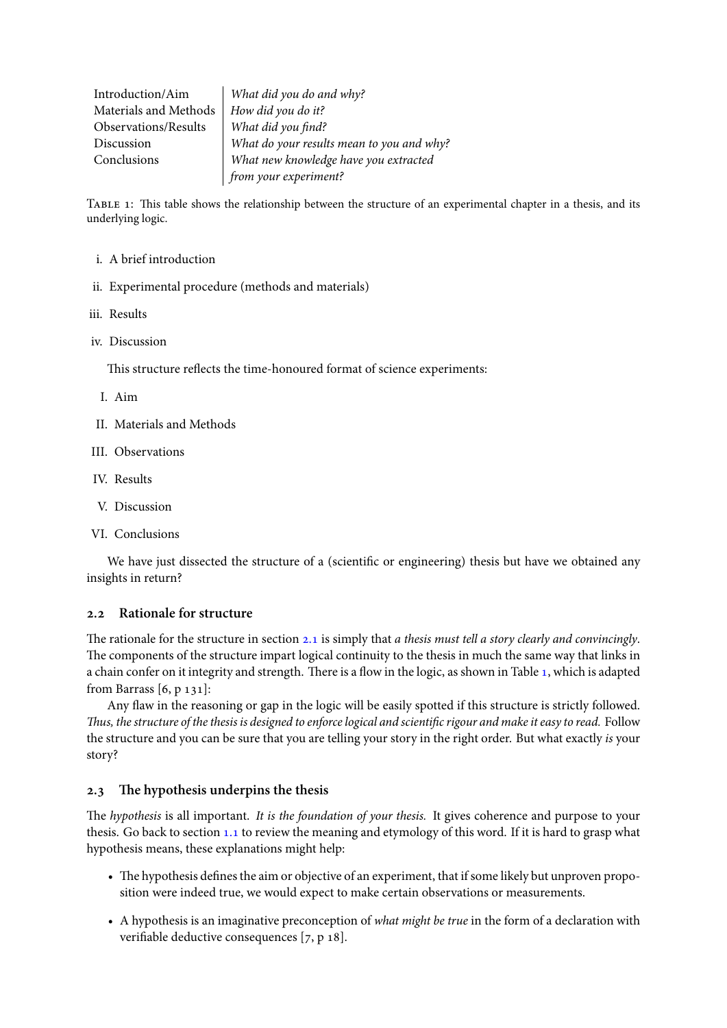| | |
|---|---|
| Introduction/Aim | *What did you do and why?* |
| Materials and Methods | *How did you do it?* |
| Observations/Results | *What did you find?* |
| Discussion | *What do your results mean to you and why?* |
| Conclusions | *What new knowledge have you extracted from your experiment?* |

TABLE 1: This table shows the relationship between the structure of an experimental chapter in a thesis, and its underlying logic.

i. A brief introduction

ii. Experimental procedure (methods and materials)

iii. Results

iv. Discussion

This structure reflects the time-honoured format of science experiments:

I. Aim

II. Materials and Methods

III. Observations

IV. Results

V. Discussion

VI. Conclusions

We have just dissected the structure of a (scientific or engineering) thesis but have we obtained any insights in return?

### 2.2 Rationale for structure

The rationale for the structure in section 2.1 is simply that *a thesis must tell a story clearly and convincingly*. The components of the structure impart logical continuity to the thesis in much the same way that links in a chain confer on it integrity and strength. There is a flow in the logic, as shown in Table 1, which is adapted from Barrass [6, p 131]:

Any flaw in the reasoning or gap in the logic will be easily spotted if this structure is strictly followed. *Thus, the structure of the thesis is designed to enforce logical and scientific rigour and make it easy to read.* Follow the structure and you can be sure that you are telling your story in the right order. But what exactly *is* your story?

### 2.3 The hypothesis underpins the thesis

The *hypothesis* is all important. *It is the foundation of your thesis.* It gives coherence and purpose to your thesis. Go back to section 1.1 to review the meaning and etymology of this word. If it is hard to grasp what hypothesis means, these explanations might help:

- The hypothesis defines the aim or objective of an experiment, that if some likely but unproven proposition were indeed true, we would expect to make certain observations or measurements.
- A hypothesis is an imaginative preconception of *what might be true* in the form of a declaration with verifiable deductive consequences [7, p 18].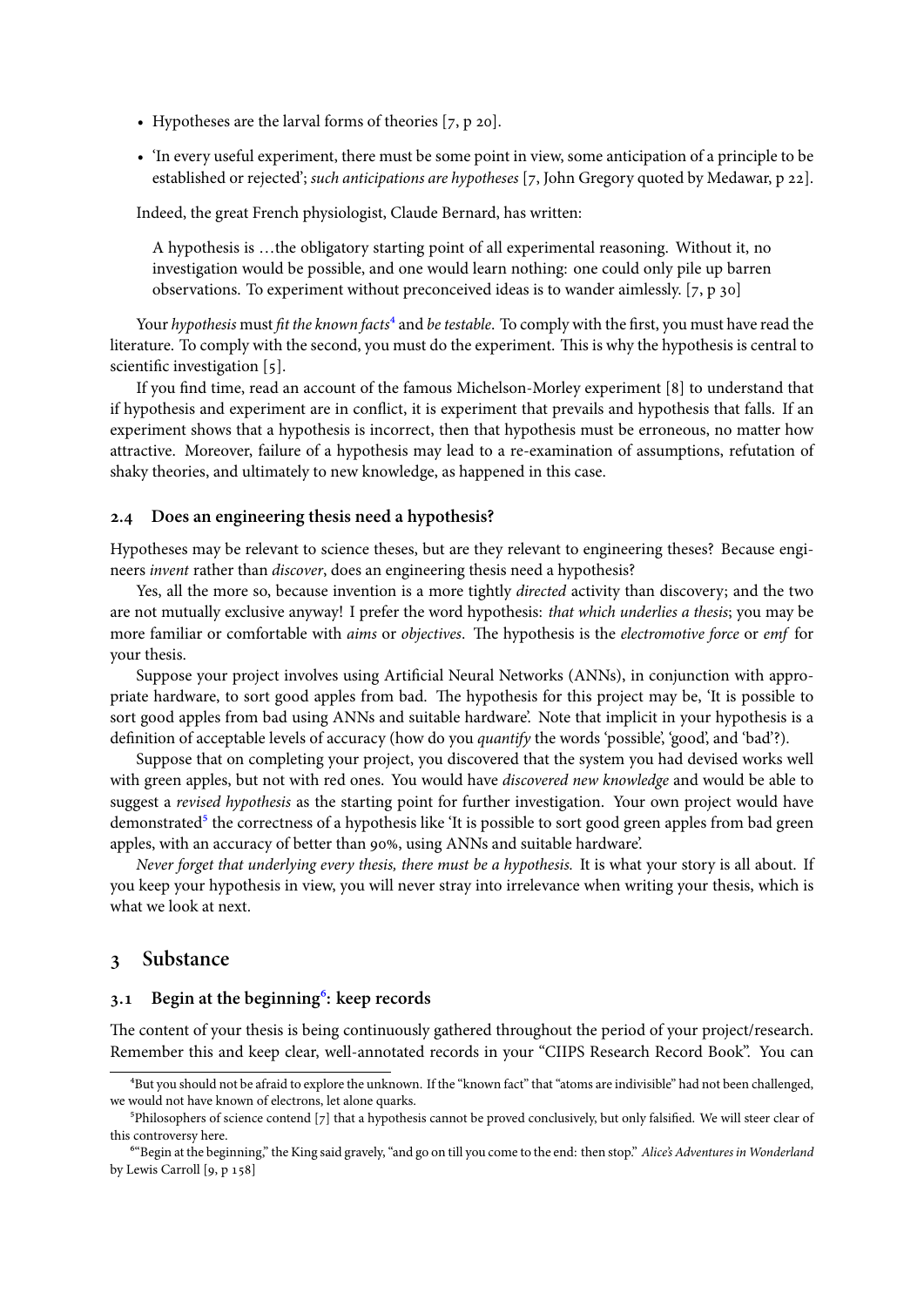- Hypotheses are the larval forms of theories [7, p 20].
- 'In every useful experiment, there must be some point in view, some anticipation of a principle to be established or rejected'; *such anticipations are hypotheses* [7, John Gregory quoted by Medawar, p 22].

Indeed, the great French physiologist, Claude Bernard, has written:

> A hypothesis is …the obligatory starting point of all experimental reasoning. Without it, no investigation would be possible, and one would learn nothing: one could only pile up barren observations. To experiment without preconceived ideas is to wander aimlessly. [7, p 30]

Your *hypothesis* must *fit the known facts*[4] and *be testable*. To comply with the first, you must have read the literature. To comply with the second, you must do the experiment. This is why the hypothesis is central to scientific investigation [5].

If you find time, read an account of the famous Michelson-Morley experiment [8] to understand that if hypothesis and experiment are in conflict, it is experiment that prevails and hypothesis that falls. If an experiment shows that a hypothesis is incorrect, then that hypothesis must be erroneous, no matter how attractive. Moreover, failure of a hypothesis may lead to a re-examination of assumptions, refutation of shaky theories, and ultimately to new knowledge, as happened in this case.

### 2.4 Does an engineering thesis need a hypothesis?

Hypotheses may be relevant to science theses, but are they relevant to engineering theses? Because engineers *invent* rather than *discover*, does an engineering thesis need a hypothesis?

Yes, all the more so, because invention is a more tightly *directed* activity than discovery; and the two are not mutually exclusive anyway! I prefer the word hypothesis: *that which underlies a thesis*; you may be more familiar or comfortable with *aims* or *objectives*. The hypothesis is the *electromotive force* or *emf* for your thesis.

Suppose your project involves using Artificial Neural Networks (ANNs), in conjunction with appropriate hardware, to sort good apples from bad. The hypothesis for this project may be, 'It is possible to sort good apples from bad using ANNs and suitable hardware'. Note that implicit in your hypothesis is a definition of acceptable levels of accuracy (how do you *quantify* the words 'possible', 'good', and 'bad'?).

Suppose that on completing your project, you discovered that the system you had devised works well with green apples, but not with red ones. You would have *discovered new knowledge* and would be able to suggest a *revised hypothesis* as the starting point for further investigation. Your own project would have demonstrated[5] the correctness of a hypothesis like 'It is possible to sort good green apples from bad green apples, with an accuracy of better than 90%, using ANNs and suitable hardware'.

*Never forget that underlying every thesis, there must be a hypothesis.* It is what your story is all about. If you keep your hypothesis in view, you will never stray into irrelevance when writing your thesis, which is what we look at next.

## 3 Substance

### 3.1 Begin at the beginning[6]: keep records

The content of your thesis is being continuously gathered throughout the period of your project/research. Remember this and keep clear, well-annotated records in your "CIIPS Research Record Book". You can

---

[4] But you should not be afraid to explore the unknown. If the "known fact" that "atoms are indivisible" had not been challenged, we would not have known of electrons, let alone quarks.

[5] Philosophers of science contend [7] that a hypothesis cannot be proved conclusively, but only falsified. We will steer clear of this controversy here.

[6] "Begin at the beginning," the King said gravely, "and go on till you come to the end: then stop." *Alice's Adventures in Wonderland* by Lewis Carroll [9, p 158]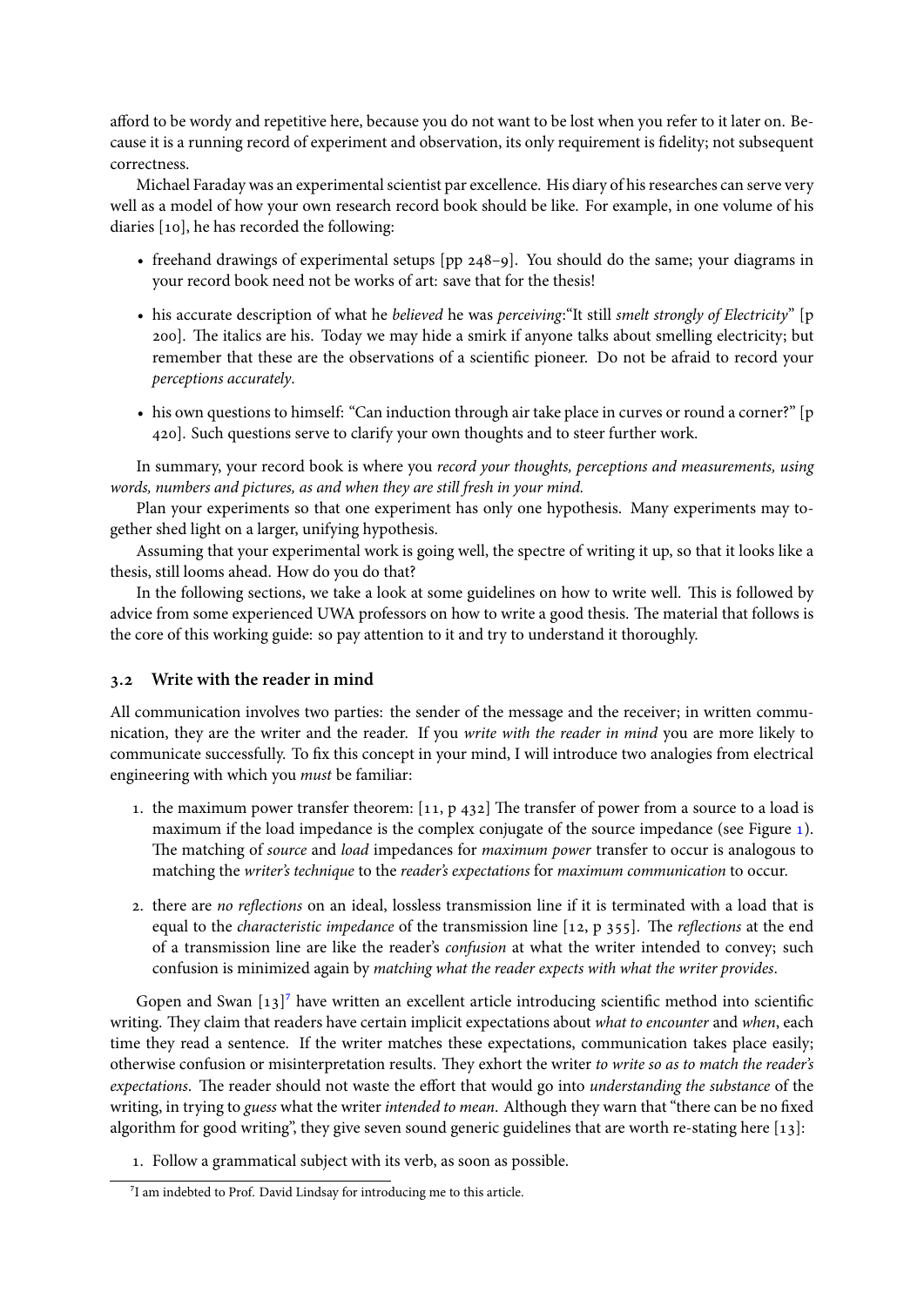afford to be wordy and repetitive here, because you do not want to be lost when you refer to it later on. Because it is a running record of experiment and observation, its only requirement is fidelity; not subsequent correctness.

Michael Faraday was an experimental scientist par excellence. His diary of his researches can serve very well as a model of how your own research record book should be like. For example, in one volume of his diaries [10], he has recorded the following:

- freehand drawings of experimental setups [pp 248–9]. You should do the same; your diagrams in your record book need not be works of art: save that for the thesis!
- his accurate description of what he *believed* he was *perceiving*:"It still *smelt strongly of Electricity*" [p 200]. The italics are his. Today we may hide a smirk if anyone talks about smelling electricity; but remember that these are the observations of a scientific pioneer. Do not be afraid to record your *perceptions accurately*.
- his own questions to himself: "Can induction through air take place in curves or round a corner?" [p 420]. Such questions serve to clarify your own thoughts and to steer further work.

In summary, your record book is where you *record your thoughts, perceptions and measurements, using words, numbers and pictures, as and when they are still fresh in your mind.*

Plan your experiments so that one experiment has only one hypothesis. Many experiments may together shed light on a larger, unifying hypothesis.

Assuming that your experimental work is going well, the spectre of writing it up, so that it looks like a thesis, still looms ahead. How do you do that?

In the following sections, we take a look at some guidelines on how to write well. This is followed by advice from some experienced UWA professors on how to write a good thesis. The material that follows is the core of this working guide: so pay attention to it and try to understand it thoroughly.

### 3.2 Write with the reader in mind

All communication involves two parties: the sender of the message and the receiver; in written communication, they are the writer and the reader. If you *write with the reader in mind* you are more likely to communicate successfully. To fix this concept in your mind, I will introduce two analogies from electrical engineering with which you *must* be familiar:

1. the maximum power transfer theorem: [11, p 432] The transfer of power from a source to a load is maximum if the load impedance is the complex conjugate of the source impedance (see Figure 1). The matching of *source* and *load* impedances for *maximum power* transfer to occur is analogous to matching the *writer's technique* to the *reader's expectations* for *maximum communication* to occur.
2. there are *no reflections* on an ideal, lossless transmission line if it is terminated with a load that is equal to the *characteristic impedance* of the transmission line [12, p 355]. The *reflections* at the end of a transmission line are like the reader's *confusion* at what the writer intended to convey; such confusion is minimized again by *matching what the reader expects with what the writer provides*.

Gopen and Swan [13][7] have written an excellent article introducing scientific method into scientific writing. They claim that readers have certain implicit expectations about *what to encounter* and *when*, each time they read a sentence. If the writer matches these expectations, communication takes place easily; otherwise confusion or misinterpretation results. They exhort the writer *to write so as to match the reader's expectations*. The reader should not waste the effort that would go into *understanding the substance* of the writing, in trying to *guess* what the writer *intended to mean*. Although they warn that "there can be no fixed algorithm for good writing", they give seven sound generic guidelines that are worth re-stating here [13]:

1. Follow a grammatical subject with its verb, as soon as possible.

[7] I am indebted to Prof. David Lindsay for introducing me to this article.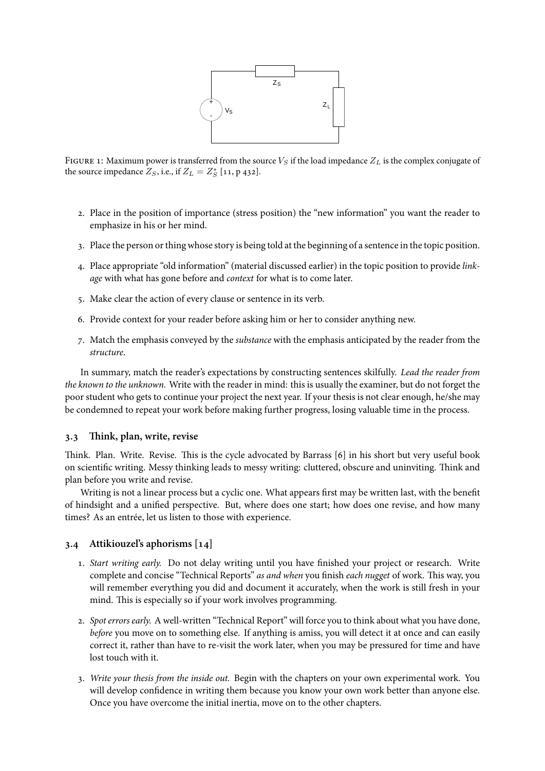FIGURE 1: Maximum power is transferred from the source $V_S$ if the load impedance $Z_L$ is the complex conjugate of the source impedance $Z_S$, i.e., if $Z_L = Z_S^*$ [11, p 432].

2. Place in the position of importance (stress position) the "new information" you want the reader to emphasize in his or her mind.
3. Place the person or thing whose story is being told at the beginning of a sentence in the topic position.
4. Place appropriate "old information" (material discussed earlier) in the topic position to provide *linkage* with what has gone before and *context* for what is to come later.
5. Make clear the action of every clause or sentence in its verb.
6. Provide context for your reader before asking him or her to consider anything new.
7. Match the emphasis conveyed by the *substance* with the emphasis anticipated by the reader from the *structure*.

In summary, match the reader's expectations by constructing sentences skilfully. *Lead the reader from the known to the unknown.* Write with the reader in mind: this is usually the examiner, but do not forget the poor student who gets to continue your project the next year. If your thesis is not clear enough, he/she may be condemned to repeat your work before making further progress, losing valuable time in the process.

### 3.3 Think, plan, write, revise

Think. Plan. Write. Revise. This is the cycle advocated by Barrass [6] in his short but very useful book on scientific writing. Messy thinking leads to messy writing: cluttered, obscure and uninviting. Think and plan before you write and revise.

Writing is not a linear process but a cyclic one. What appears first may be written last, with the benefit of hindsight and a unified perspective. But, where does one start; how does one revise, and how many times? As an entrée, let us listen to those with experience.

### 3.4 Attikiouzel's aphorisms [14]

1. *Start writing early.* Do not delay writing until you have finished your project or research. Write complete and concise "Technical Reports" *as and when* you finish *each nugget* of work. This way, you will remember everything you did and document it accurately, when the work is still fresh in your mind. This is especially so if your work involves programming.
2. *Spot errors early.* A well-written "Technical Report" will force you to think about what you have done, *before* you move on to something else. If anything is amiss, you will detect it at once and can easily correct it, rather than have to re-visit the work later, when you may be pressured for time and have lost touch with it.
3. *Write your thesis from the inside out.* Begin with the chapters on your own experimental work. You will develop confidence in writing them because you know your own work better than anyone else. Once you have overcome the initial inertia, move on to the other chapters.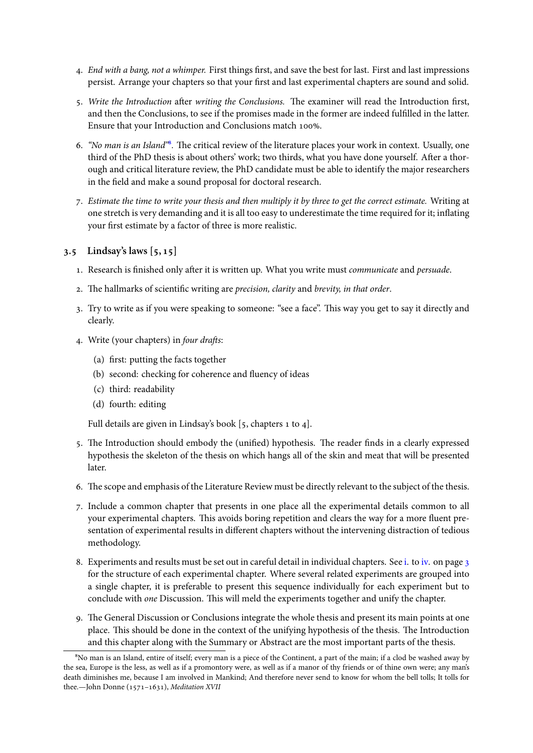4. *End with a bang, not a whimper.* First things first, and save the best for last. First and last impressions persist. Arrange your chapters so that your first and last experimental chapters are sound and solid.

5. *Write the Introduction* after *writing the Conclusions.* The examiner will read the Introduction first, and then the Conclusions, to see if the promises made in the former are indeed fulfilled in the latter. Ensure that your Introduction and Conclusions match 100%.

6. *"No man is an Island"*[8]. The critical review of the literature places your work in context. Usually, one third of the PhD thesis is about others' work; two thirds, what you have done yourself. After a thorough and critical literature review, the PhD candidate must be able to identify the major researchers in the field and make a sound proposal for doctoral research.

7. *Estimate the time to write your thesis and then multiply it by three to get the correct estimate.* Writing at one stretch is very demanding and it is all too easy to underestimate the time required for it; inflating your first estimate by a factor of three is more realistic.

### 3.5 Lindsay's laws [5, 15]

1. Research is finished only after it is written up. What you write must *communicate* and *persuade*.

2. The hallmarks of scientific writing are *precision, clarity* and *brevity, in that order*.

3. Try to write as if you were speaking to someone: "see a face". This way you get to say it directly and clearly.

4. Write (your chapters) in *four drafts*:

   (a) first: putting the facts together

   (b) second: checking for coherence and fluency of ideas

   (c) third: readability

   (d) fourth: editing

   Full details are given in Lindsay's book [5, chapters 1 to 4].

5. The Introduction should embody the (unified) hypothesis. The reader finds in a clearly expressed hypothesis the skeleton of the thesis on which hangs all of the skin and meat that will be presented later.

6. The scope and emphasis of the Literature Review must be directly relevant to the subject of the thesis.

7. Include a common chapter that presents in one place all the experimental details common to all your experimental chapters. This avoids boring repetition and clears the way for a more fluent presentation of experimental results in different chapters without the intervening distraction of tedious methodology.

8. Experiments and results must be set out in careful detail in individual chapters. See i. to iv. on page 3 for the structure of each experimental chapter. Where several related experiments are grouped into a single chapter, it is preferable to present this sequence individually for each experiment but to conclude with *one* Discussion. This will meld the experiments together and unify the chapter.

9. The General Discussion or Conclusions integrate the whole thesis and present its main points at one place. This should be done in the context of the unifying hypothesis of the thesis. The Introduction and this chapter along with the Summary or Abstract are the most important parts of the thesis.

---

[8] No man is an Island, entire of itself; every man is a piece of the Continent, a part of the main; if a clod be washed away by the sea, Europe is the less, as well as if a promontory were, as well as if a manor of thy friends or of thine own were; any man's death diminishes me, because I am involved in Mankind; And therefore never send to know for whom the bell tolls; It tolls for thee.—John Donne (1571–1631), *Meditation XVII*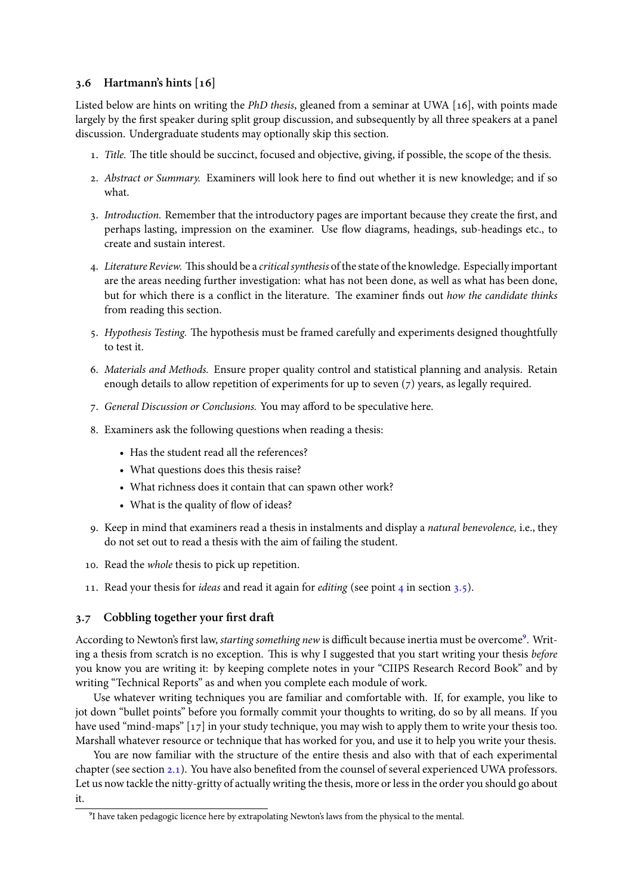### 3.6 Hartmann's hints [16]

Listed below are hints on writing the *PhD thesis*, gleaned from a seminar at UWA [16], with points made largely by the first speaker during split group discussion, and subsequently by all three speakers at a panel discussion. Undergraduate students may optionally skip this section.

1. *Title.* The title should be succinct, focused and objective, giving, if possible, the scope of the thesis.
2. *Abstract or Summary.* Examiners will look here to find out whether it is new knowledge; and if so what.
3. *Introduction.* Remember that the introductory pages are important because they create the first, and perhaps lasting, impression on the examiner. Use flow diagrams, headings, sub-headings etc., to create and sustain interest.
4. *Literature Review.* This should be a *critical synthesis* of the state of the knowledge. Especially important are the areas needing further investigation: what has not been done, as well as what has been done, but for which there is a conflict in the literature. The examiner finds out *how the candidate thinks* from reading this section.
5. *Hypothesis Testing.* The hypothesis must be framed carefully and experiments designed thoughtfully to test it.
6. *Materials and Methods.* Ensure proper quality control and statistical planning and analysis. Retain enough details to allow repetition of experiments for up to seven (7) years, as legally required.
7. *General Discussion or Conclusions.* You may afford to be speculative here.
8. Examiners ask the following questions when reading a thesis:
   - Has the student read all the references?
   - What questions does this thesis raise?
   - What richness does it contain that can spawn other work?
   - What is the quality of flow of ideas?
9. Keep in mind that examiners read a thesis in instalments and display a *natural benevolence,* i.e., they do not set out to read a thesis with the aim of failing the student.
10. Read the *whole* thesis to pick up repetition.
11. Read your thesis for *ideas* and read it again for *editing* (see point 4 in section 3.5).

### 3.7 Cobbling together your first draft

According to Newton's first law, *starting something new* is difficult because inertia must be overcome[9]. Writing a thesis from scratch is no exception. This is why I suggested that you start writing your thesis *before* you know you are writing it: by keeping complete notes in your "CIIPS Research Record Book" and by writing "Technical Reports" as and when you complete each module of work.

Use whatever writing techniques you are familiar and comfortable with. If, for example, you like to jot down "bullet points" before you formally commit your thoughts to writing, do so by all means. If you have used "mind-maps" [17] in your study technique, you may wish to apply them to write your thesis too. Marshall whatever resource or technique that has worked for you, and use it to help you write your thesis.

You are now familiar with the structure of the entire thesis and also with that of each experimental chapter (see section 2.1). You have also benefited from the counsel of several experienced UWA professors. Let us now tackle the nitty-gritty of actually writing the thesis, more or less in the order you should go about it.

[9] I have taken pedagogic licence here by extrapolating Newton's laws from the physical to the mental.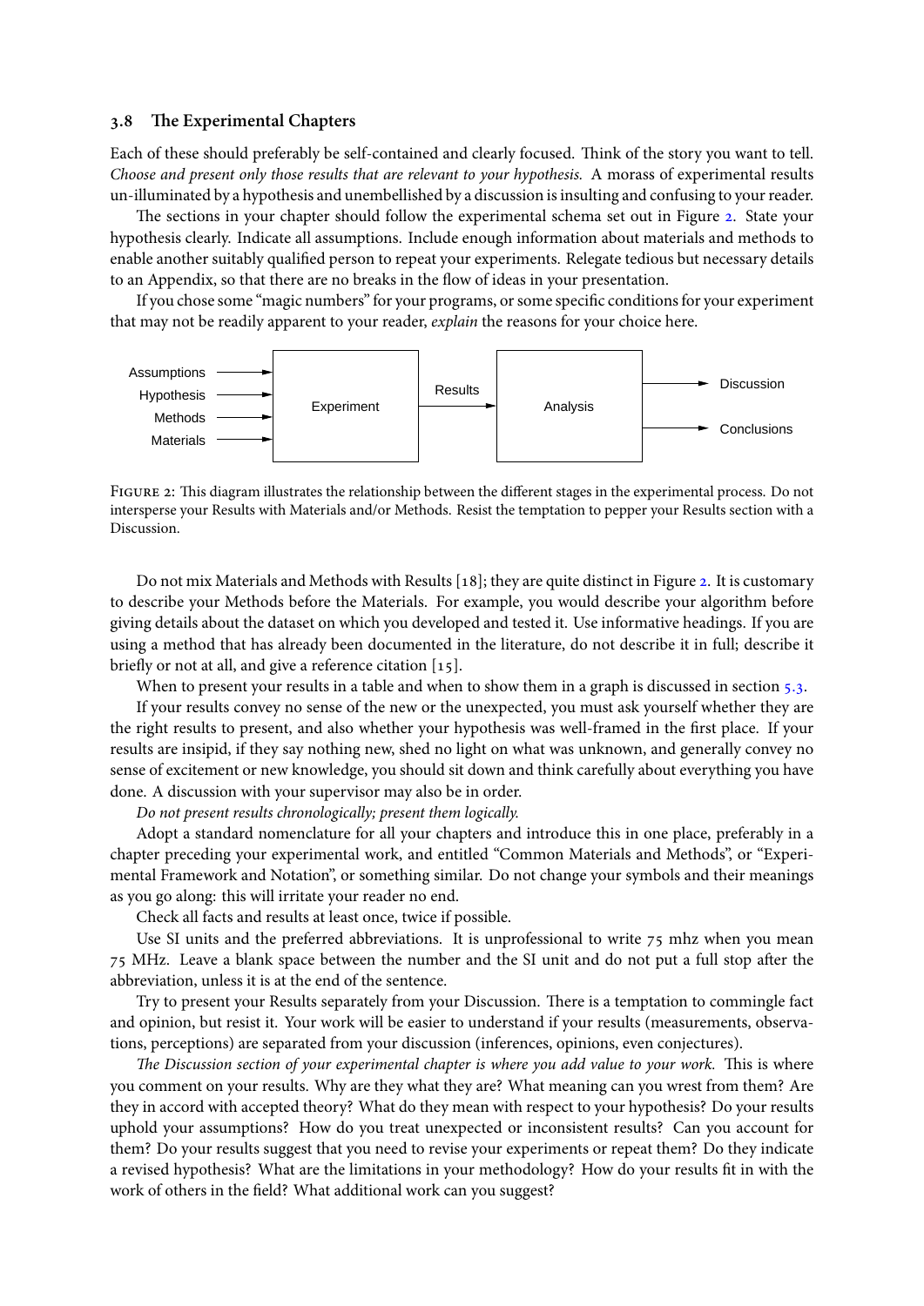### 3.8 The Experimental Chapters

Each of these should preferably be self-contained and clearly focused. Think of the story you want to tell. *Choose and present only those results that are relevant to your hypothesis.* A morass of experimental results un-illuminated by a hypothesis and unembellished by a discussion is insulting and confusing to your reader.

The sections in your chapter should follow the experimental schema set out in Figure 2. State your hypothesis clearly. Indicate all assumptions. Include enough information about materials and methods to enable another suitably qualified person to repeat your experiments. Relegate tedious but necessary details to an Appendix, so that there are no breaks in the flow of ideas in your presentation.

If you chose some "magic numbers" for your programs, or some specific conditions for your experiment that may not be readily apparent to your reader, *explain* the reasons for your choice here.

Assumptions, Hypothesis, Methods, Materials → Experiment → Results → Analysis → Discussion, Conclusions

Figure 2: This diagram illustrates the relationship between the different stages in the experimental process. Do not intersperse your Results with Materials and/or Methods. Resist the temptation to pepper your Results section with a Discussion.

Do not mix Materials and Methods with Results [18]; they are quite distinct in Figure 2. It is customary to describe your Methods before the Materials. For example, you would describe your algorithm before giving details about the dataset on which you developed and tested it. Use informative headings. If you are using a method that has already been documented in the literature, do not describe it in full; describe it briefly or not at all, and give a reference citation [15].

When to present your results in a table and when to show them in a graph is discussed in section 5.3.

If your results convey no sense of the new or the unexpected, you must ask yourself whether they are the right results to present, and also whether your hypothesis was well-framed in the first place. If your results are insipid, if they say nothing new, shed no light on what was unknown, and generally convey no sense of excitement or new knowledge, you should sit down and think carefully about everything you have done. A discussion with your supervisor may also be in order.

*Do not present results chronologically; present them logically.*

Adopt a standard nomenclature for all your chapters and introduce this in one place, preferably in a chapter preceding your experimental work, and entitled "Common Materials and Methods", or "Experimental Framework and Notation", or something similar. Do not change your symbols and their meanings as you go along: this will irritate your reader no end.

Check all facts and results at least once, twice if possible.

Use SI units and the preferred abbreviations. It is unprofessional to write 75 mhz when you mean 75 MHz. Leave a blank space between the number and the SI unit and do not put a full stop after the abbreviation, unless it is at the end of the sentence.

Try to present your Results separately from your Discussion. There is a temptation to commingle fact and opinion, but resist it. Your work will be easier to understand if your results (measurements, observations, perceptions) are separated from your discussion (inferences, opinions, even conjectures).

*The Discussion section of your experimental chapter is where you add value to your work.* This is where you comment on your results. Why are they what they are? What meaning can you wrest from them? Are they in accord with accepted theory? What do they mean with respect to your hypothesis? Do your results uphold your assumptions? How do you treat unexpected or inconsistent results? Can you account for them? Do your results suggest that you need to revise your experiments or repeat them? Do they indicate a revised hypothesis? What are the limitations in your methodology? How do your results fit in with the work of others in the field? What additional work can you suggest?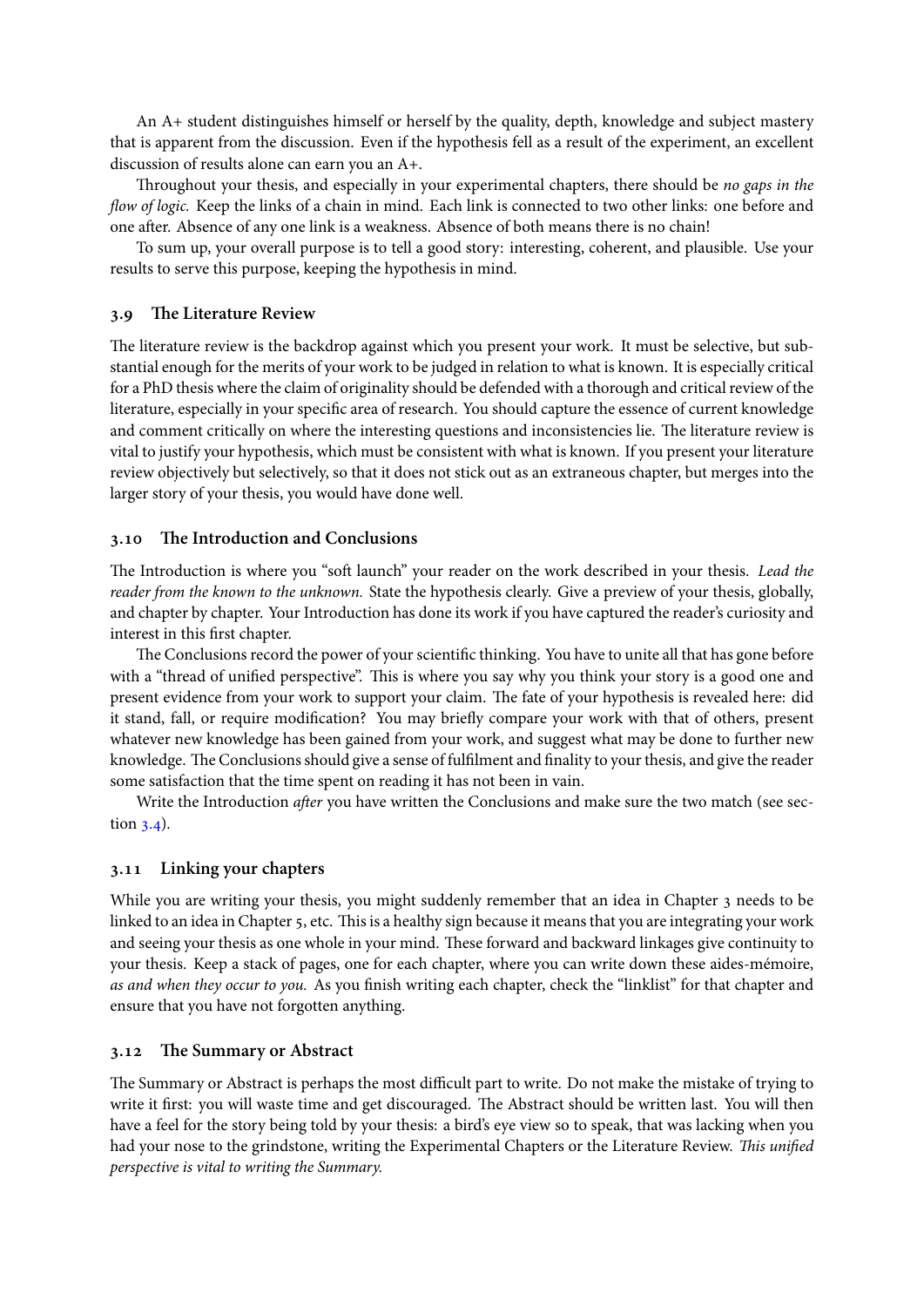An A+ student distinguishes himself or herself by the quality, depth, knowledge and subject mastery that is apparent from the discussion. Even if the hypothesis fell as a result of the experiment, an excellent discussion of results alone can earn you an A+.

Throughout your thesis, and especially in your experimental chapters, there should be *no gaps in the flow of logic.* Keep the links of a chain in mind. Each link is connected to two other links: one before and one after. Absence of any one link is a weakness. Absence of both means there is no chain!

To sum up, your overall purpose is to tell a good story: interesting, coherent, and plausible. Use your results to serve this purpose, keeping the hypothesis in mind.

### 3.9 The Literature Review

The literature review is the backdrop against which you present your work. It must be selective, but substantial enough for the merits of your work to be judged in relation to what is known. It is especially critical for a PhD thesis where the claim of originality should be defended with a thorough and critical review of the literature, especially in your specific area of research. You should capture the essence of current knowledge and comment critically on where the interesting questions and inconsistencies lie. The literature review is vital to justify your hypothesis, which must be consistent with what is known. If you present your literature review objectively but selectively, so that it does not stick out as an extraneous chapter, but merges into the larger story of your thesis, you would have done well.

### 3.10 The Introduction and Conclusions

The Introduction is where you "soft launch" your reader on the work described in your thesis. *Lead the reader from the known to the unknown.* State the hypothesis clearly. Give a preview of your thesis, globally, and chapter by chapter. Your Introduction has done its work if you have captured the reader's curiosity and interest in this first chapter.

The Conclusions record the power of your scientific thinking. You have to unite all that has gone before with a "thread of unified perspective". This is where you say why you think your story is a good one and present evidence from your work to support your claim. The fate of your hypothesis is revealed here: did it stand, fall, or require modification? You may briefly compare your work with that of others, present whatever new knowledge has been gained from your work, and suggest what may be done to further new knowledge. The Conclusions should give a sense of fulfilment and finality to your thesis, and give the reader some satisfaction that the time spent on reading it has not been in vain.

Write the Introduction *after* you have written the Conclusions and make sure the two match (see section 3.4).

### 3.11 Linking your chapters

While you are writing your thesis, you might suddenly remember that an idea in Chapter 3 needs to be linked to an idea in Chapter 5, etc. This is a healthy sign because it means that you are integrating your work and seeing your thesis as one whole in your mind. These forward and backward linkages give continuity to your thesis. Keep a stack of pages, one for each chapter, where you can write down these aides-mémoire, *as and when they occur to you.* As you finish writing each chapter, check the "linklist" for that chapter and ensure that you have not forgotten anything.

### 3.12 The Summary or Abstract

The Summary or Abstract is perhaps the most difficult part to write. Do not make the mistake of trying to write it first: you will waste time and get discouraged. The Abstract should be written last. You will then have a feel for the story being told by your thesis: a bird's eye view so to speak, that was lacking when you had your nose to the grindstone, writing the Experimental Chapters or the Literature Review. *This unified perspective is vital to writing the Summary.*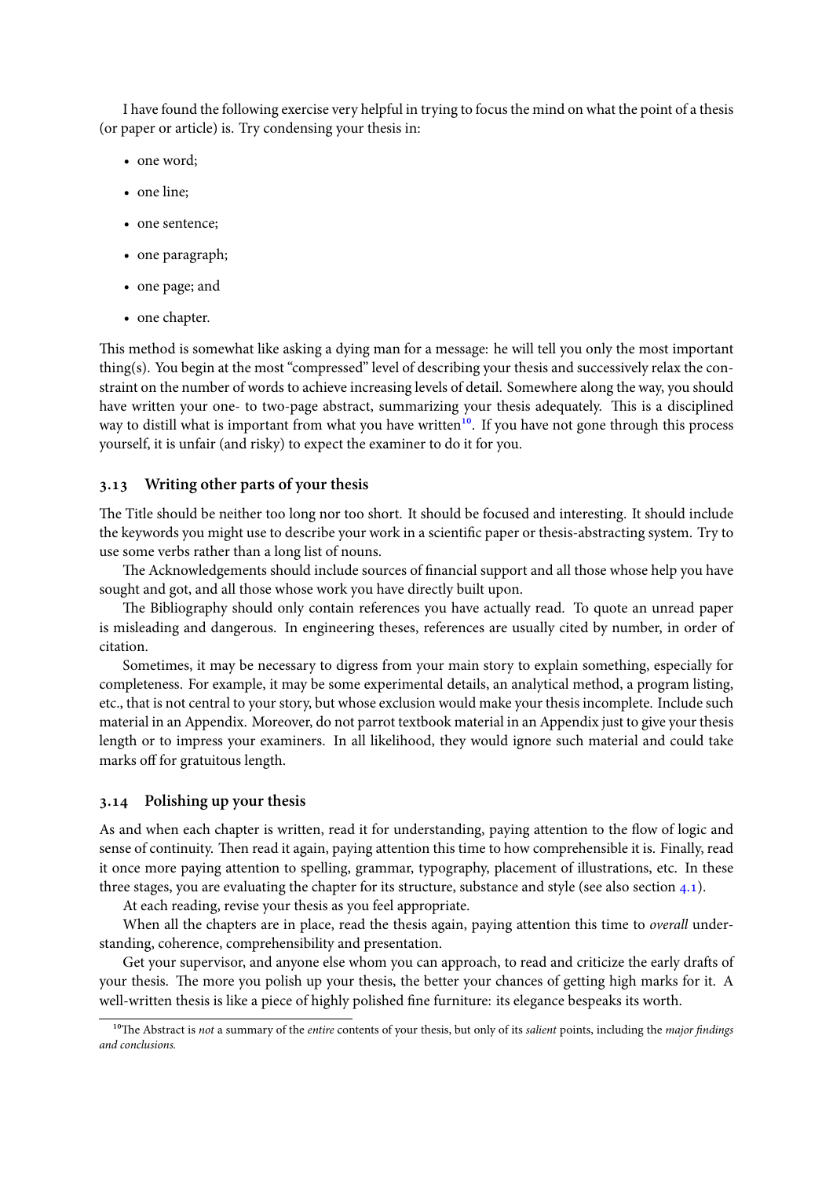I have found the following exercise very helpful in trying to focus the mind on what the point of a thesis (or paper or article) is. Try condensing your thesis in:

- one word;
- one line;
- one sentence;
- one paragraph;
- one page; and
- one chapter.

This method is somewhat like asking a dying man for a message: he will tell you only the most important thing(s). You begin at the most "compressed" level of describing your thesis and successively relax the constraint on the number of words to achieve increasing levels of detail. Somewhere along the way, you should have written your one- to two-page abstract, summarizing your thesis adequately. This is a disciplined way to distill what is important from what you have written[10]. If you have not gone through this process yourself, it is unfair (and risky) to expect the examiner to do it for you.

### 3.13 Writing other parts of your thesis

The Title should be neither too long nor too short. It should be focused and interesting. It should include the keywords you might use to describe your work in a scientific paper or thesis-abstracting system. Try to use some verbs rather than a long list of nouns.

The Acknowledgements should include sources of financial support and all those whose help you have sought and got, and all those whose work you have directly built upon.

The Bibliography should only contain references you have actually read. To quote an unread paper is misleading and dangerous. In engineering theses, references are usually cited by number, in order of citation.

Sometimes, it may be necessary to digress from your main story to explain something, especially for completeness. For example, it may be some experimental details, an analytical method, a program listing, etc., that is not central to your story, but whose exclusion would make your thesis incomplete. Include such material in an Appendix. Moreover, do not parrot textbook material in an Appendix just to give your thesis length or to impress your examiners. In all likelihood, they would ignore such material and could take marks off for gratuitous length.

### 3.14 Polishing up your thesis

As and when each chapter is written, read it for understanding, paying attention to the flow of logic and sense of continuity. Then read it again, paying attention this time to how comprehensible it is. Finally, read it once more paying attention to spelling, grammar, typography, placement of illustrations, etc. In these three stages, you are evaluating the chapter for its structure, substance and style (see also section 4.1).

At each reading, revise your thesis as you feel appropriate.

When all the chapters are in place, read the thesis again, paying attention this time to *overall* understanding, coherence, comprehensibility and presentation.

Get your supervisor, and anyone else whom you can approach, to read and criticize the early drafts of your thesis. The more you polish up your thesis, the better your chances of getting high marks for it. A well-written thesis is like a piece of highly polished fine furniture: its elegance bespeaks its worth.

---

[10] The Abstract is *not* a summary of the *entire* contents of your thesis, but only of its *salient* points, including the *major findings and conclusions.*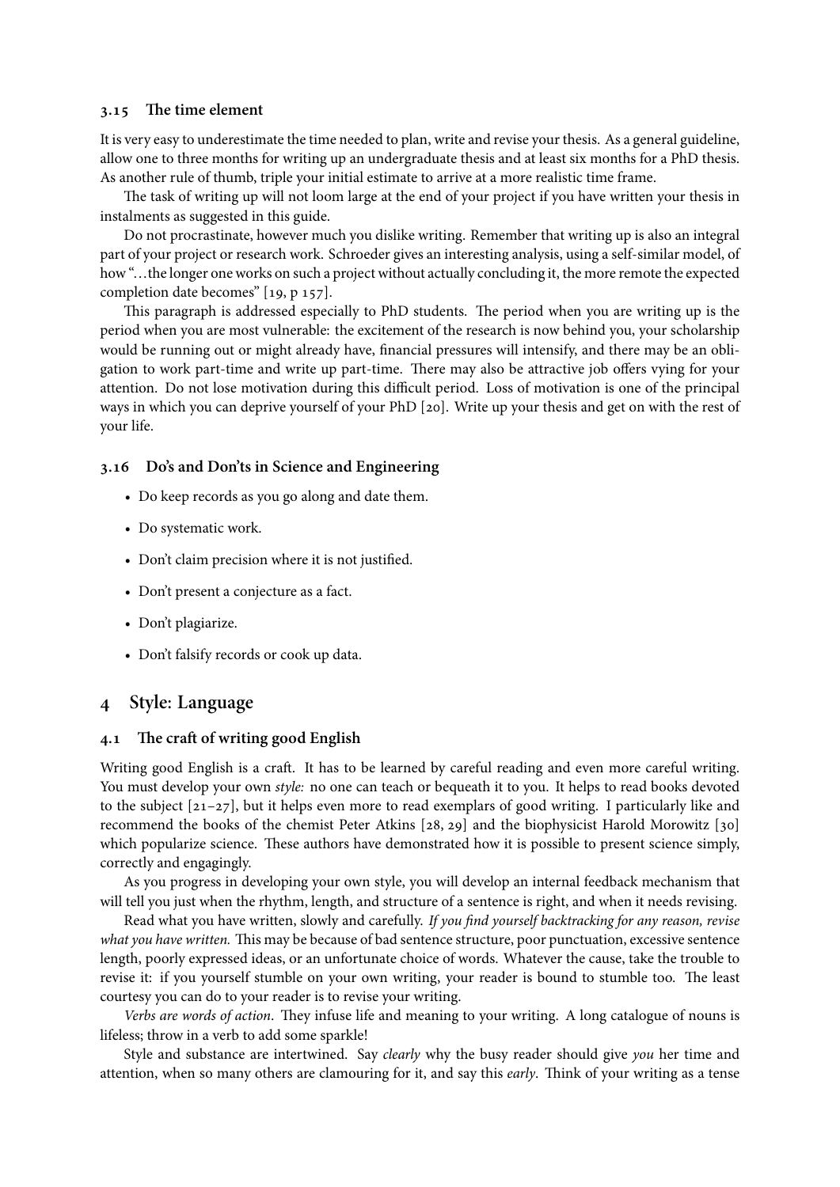### 3.15 The time element

It is very easy to underestimate the time needed to plan, write and revise your thesis. As a general guideline, allow one to three months for writing up an undergraduate thesis and at least six months for a PhD thesis. As another rule of thumb, triple your initial estimate to arrive at a more realistic time frame.

The task of writing up will not loom large at the end of your project if you have written your thesis in instalments as suggested in this guide.

Do not procrastinate, however much you dislike writing. Remember that writing up is also an integral part of your project or research work. Schroeder gives an interesting analysis, using a self-similar model, of how "…the longer one works on such a project without actually concluding it, the more remote the expected completion date becomes" [19, p 157].

This paragraph is addressed especially to PhD students. The period when you are writing up is the period when you are most vulnerable: the excitement of the research is now behind you, your scholarship would be running out or might already have, financial pressures will intensify, and there may be an obligation to work part-time and write up part-time. There may also be attractive job offers vying for your attention. Do not lose motivation during this difficult period. Loss of motivation is one of the principal ways in which you can deprive yourself of your PhD [20]. Write up your thesis and get on with the rest of your life.

### 3.16 Do's and Don'ts in Science and Engineering

- Do keep records as you go along and date them.
- Do systematic work.
- Don't claim precision where it is not justified.
- Don't present a conjecture as a fact.
- Don't plagiarize.
- Don't falsify records or cook up data.

## 4 Style: Language

### 4.1 The craft of writing good English

Writing good English is a craft. It has to be learned by careful reading and even more careful writing. You must develop your own *style:* no one can teach or bequeath it to you. It helps to read books devoted to the subject [21–27], but it helps even more to read exemplars of good writing. I particularly like and recommend the books of the chemist Peter Atkins [28, 29] and the biophysicist Harold Morowitz [30] which popularize science. These authors have demonstrated how it is possible to present science simply, correctly and engagingly.

As you progress in developing your own style, you will develop an internal feedback mechanism that will tell you just when the rhythm, length, and structure of a sentence is right, and when it needs revising.

Read what you have written, slowly and carefully. *If you find yourself backtracking for any reason, revise what you have written.* This may be because of bad sentence structure, poor punctuation, excessive sentence length, poorly expressed ideas, or an unfortunate choice of words. Whatever the cause, take the trouble to revise it: if you yourself stumble on your own writing, your reader is bound to stumble too. The least courtesy you can do to your reader is to revise your writing.

*Verbs are words of action*. They infuse life and meaning to your writing. A long catalogue of nouns is lifeless; throw in a verb to add some sparkle!

Style and substance are intertwined. Say *clearly* why the busy reader should give *you* her time and attention, when so many others are clamouring for it, and say this *early*. Think of your writing as a tense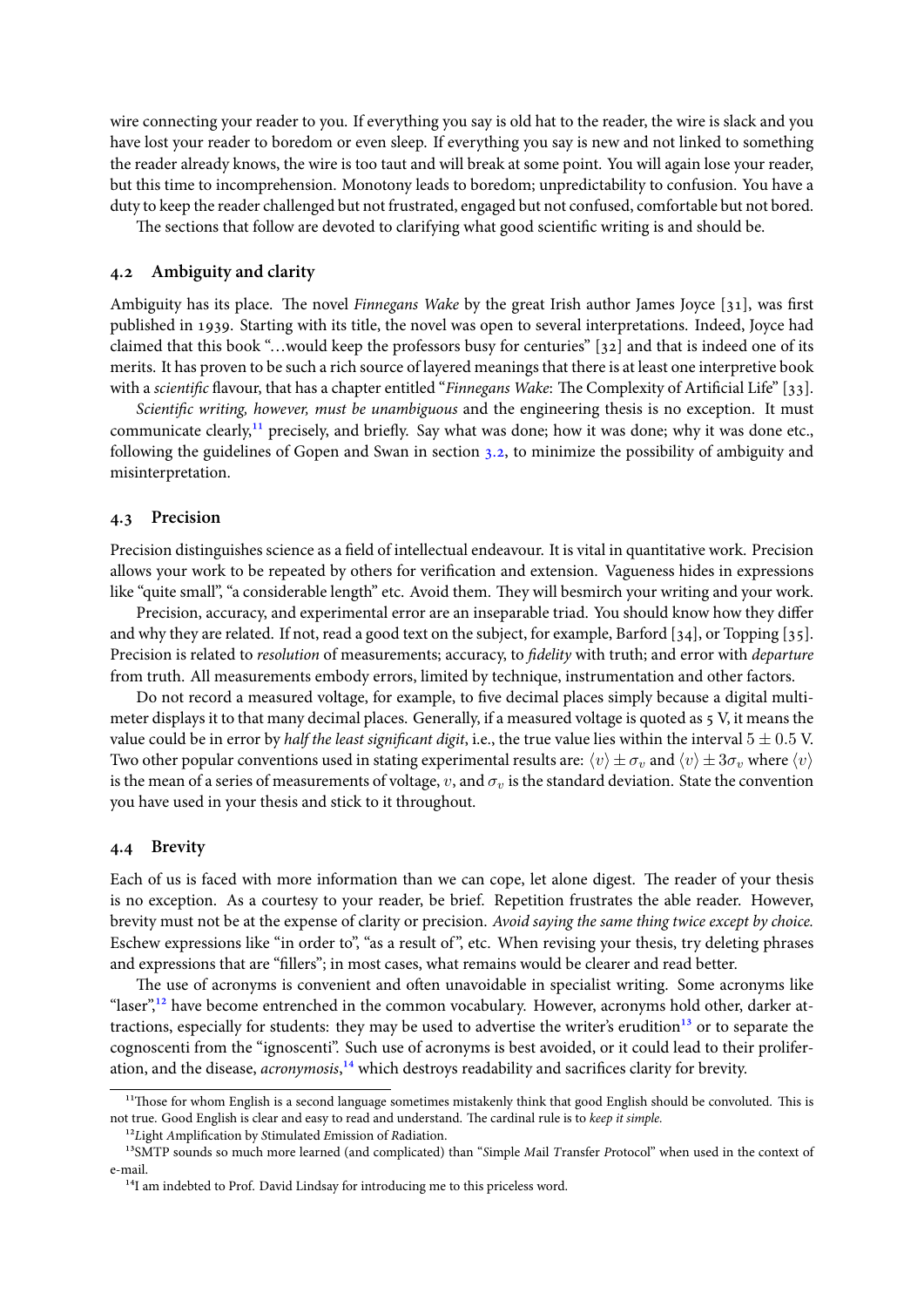wire connecting your reader to you. If everything you say is old hat to the reader, the wire is slack and you have lost your reader to boredom or even sleep. If everything you say is new and not linked to something the reader already knows, the wire is too taut and will break at some point. You will again lose your reader, but this time to incomprehension. Monotony leads to boredom; unpredictability to confusion. You have a duty to keep the reader challenged but not frustrated, engaged but not confused, comfortable but not bored.

The sections that follow are devoted to clarifying what good scientific writing is and should be.

### 4.2 Ambiguity and clarity

Ambiguity has its place. The novel *Finnegans Wake* by the great Irish author James Joyce [31], was first published in 1939. Starting with its title, the novel was open to several interpretations. Indeed, Joyce had claimed that this book "…would keep the professors busy for centuries" [32] and that is indeed one of its merits. It has proven to be such a rich source of layered meanings that there is at least one interpretive book with a *scientific* flavour, that has a chapter entitled "*Finnegans Wake*: The Complexity of Artificial Life" [33].

*Scientific writing, however, must be unambiguous* and the engineering thesis is no exception. It must communicate clearly,[11] precisely, and briefly. Say what was done; how it was done; why it was done etc., following the guidelines of Gopen and Swan in section 3.2, to minimize the possibility of ambiguity and misinterpretation.

### 4.3 Precision

Precision distinguishes science as a field of intellectual endeavour. It is vital in quantitative work. Precision allows your work to be repeated by others for verification and extension. Vagueness hides in expressions like "quite small", "a considerable length" etc. Avoid them. They will besmirch your writing and your work.

Precision, accuracy, and experimental error are an inseparable triad. You should know how they differ and why they are related. If not, read a good text on the subject, for example, Barford [34], or Topping [35]. Precision is related to *resolution* of measurements; accuracy, to *fidelity* with truth; and error with *departure* from truth. All measurements embody errors, limited by technique, instrumentation and other factors.

Do not record a measured voltage, for example, to five decimal places simply because a digital multimeter displays it to that many decimal places. Generally, if a measured voltage is quoted as 5 V, it means the value could be in error by *half the least significant digit*, i.e., the true value lies within the interval $5 \pm 0.5$ V. Two other popular conventions used in stating experimental results are: $\langle v \rangle \pm \sigma_v$ and $\langle v \rangle \pm 3\sigma_v$ where $\langle v \rangle$ is the mean of a series of measurements of voltage, $v$, and $\sigma_v$ is the standard deviation. State the convention you have used in your thesis and stick to it throughout.

### 4.4 Brevity

Each of us is faced with more information than we can cope, let alone digest. The reader of your thesis is no exception. As a courtesy to your reader, be brief. Repetition frustrates the able reader. However, brevity must not be at the expense of clarity or precision. *Avoid saying the same thing twice except by choice.* Eschew expressions like "in order to", "as a result of", etc. When revising your thesis, try deleting phrases and expressions that are "fillers"; in most cases, what remains would be clearer and read better.

The use of acronyms is convenient and often unavoidable in specialist writing. Some acronyms like "laser",[12] have become entrenched in the common vocabulary. However, acronyms hold other, darker attractions, especially for students: they may be used to advertise the writer's erudition[13] or to separate the cognoscenti from the "ignoscenti". Such use of acronyms is best avoided, or it could lead to their proliferation, and the disease, *acronymosis*,[14] which destroys readability and sacrifices clarity for brevity.

---

[11] Those for whom English is a second language sometimes mistakenly think that good English should be convoluted. This is not true. Good English is clear and easy to read and understand. The cardinal rule is to *keep it simple*.

[12] *L*ight *A*mplification by *S*timulated *E*mission of *R*adiation.

[13] SMTP sounds so much more learned (and complicated) than "*S*imple *M*ail *T*ransfer *P*rotocol" when used in the context of e-mail.

[14] I am indebted to Prof. David Lindsay for introducing me to this priceless word.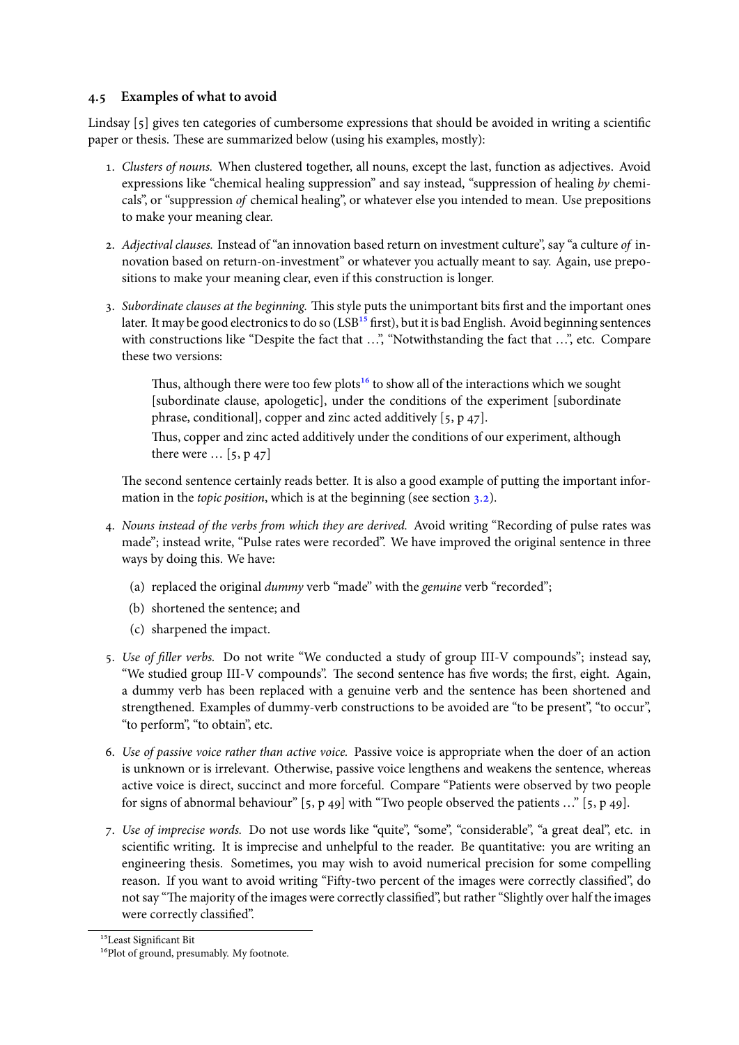### 4.5 Examples of what to avoid

Lindsay [5] gives ten categories of cumbersome expressions that should be avoided in writing a scientific paper or thesis. These are summarized below (using his examples, mostly):

1. *Clusters of nouns.* When clustered together, all nouns, except the last, function as adjectives. Avoid expressions like "chemical healing suppression" and say instead, "suppression of healing *by* chemicals", or "suppression *of* chemical healing", or whatever else you intended to mean. Use prepositions to make your meaning clear.

2. *Adjectival clauses.* Instead of "an innovation based return on investment culture", say "a culture *of* innovation based on return-on-investment" or whatever you actually meant to say. Again, use prepositions to make your meaning clear, even if this construction is longer.

3. *Subordinate clauses at the beginning.* This style puts the unimportant bits first and the important ones later. It may be good electronics to do so (LSB[15] first), but it is bad English. Avoid beginning sentences with constructions like "Despite the fact that …", "Notwithstanding the fact that …", etc. Compare these two versions:

   > Thus, although there were too few plots[16] to show all of the interactions which we sought [subordinate clause, apologetic], under the conditions of the experiment [subordinate phrase, conditional], copper and zinc acted additively [5, p 47].
   >
   > Thus, copper and zinc acted additively under the conditions of our experiment, although there were … [5, p 47]

   The second sentence certainly reads better. It is also a good example of putting the important information in the *topic position*, which is at the beginning (see section 3.2).

4. *Nouns instead of the verbs from which they are derived.* Avoid writing "Recording of pulse rates was made"; instead write, "Pulse rates were recorded". We have improved the original sentence in three ways by doing this. We have:

   (a) replaced the original *dummy* verb "made" with the *genuine* verb "recorded";

   (b) shortened the sentence; and

   (c) sharpened the impact.

5. *Use of filler verbs.* Do not write "We conducted a study of group III-V compounds"; instead say, "We studied group III-V compounds". The second sentence has five words; the first, eight. Again, a dummy verb has been replaced with a genuine verb and the sentence has been shortened and strengthened. Examples of dummy-verb constructions to be avoided are "to be present", "to occur", "to perform", "to obtain", etc.

6. *Use of passive voice rather than active voice.* Passive voice is appropriate when the doer of an action is unknown or is irrelevant. Otherwise, passive voice lengthens and weakens the sentence, whereas active voice is direct, succinct and more forceful. Compare "Patients were observed by two people for signs of abnormal behaviour" [5, p 49] with "Two people observed the patients …" [5, p 49].

7. *Use of imprecise words.* Do not use words like "quite", "some", "considerable", "a great deal", etc. in scientific writing. It is imprecise and unhelpful to the reader. Be quantitative: you are writing an engineering thesis. Sometimes, you may wish to avoid numerical precision for some compelling reason. If you want to avoid writing "Fifty-two percent of the images were correctly classified", do not say "The majority of the images were correctly classified", but rather "Slightly over half the images were correctly classified".

---

[15] Least Significant Bit

[16] Plot of ground, presumably. My footnote.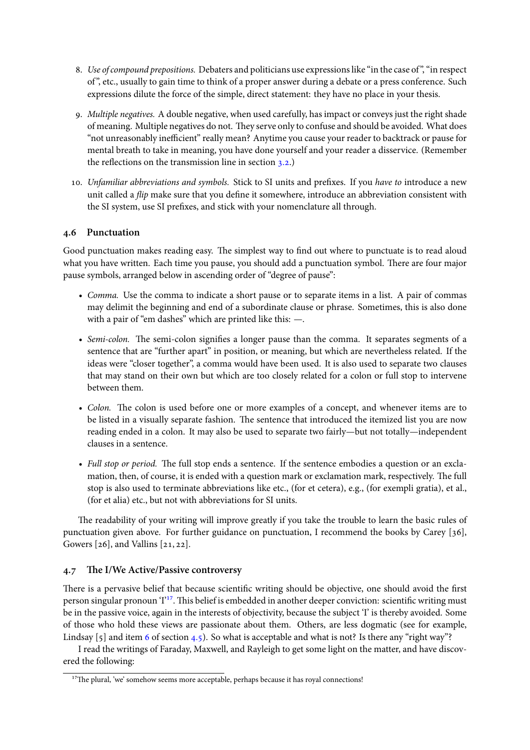8. *Use of compound prepositions.* Debaters and politicians use expressions like "in the case of", "in respect of", etc., usually to gain time to think of a proper answer during a debate or a press conference. Such expressions dilute the force of the simple, direct statement: they have no place in your thesis.

9. *Multiple negatives.* A double negative, when used carefully, has impact or conveys just the right shade of meaning. Multiple negatives do not. They serve only to confuse and should be avoided. What does "not unreasonably inefficient" really mean? Anytime you cause your reader to backtrack or pause for mental breath to take in meaning, you have done yourself and your reader a disservice. (Remember the reflections on the transmission line in section 3.2.)

10. *Unfamiliar abbreviations and symbols.* Stick to SI units and prefixes. If you *have to* introduce a new unit called a *flip* make sure that you define it somewhere, introduce an abbreviation consistent with the SI system, use SI prefixes, and stick with your nomenclature all through.

### 4.6 Punctuation

Good punctuation makes reading easy. The simplest way to find out where to punctuate is to read aloud what you have written. Each time you pause, you should add a punctuation symbol. There are four major pause symbols, arranged below in ascending order of "degree of pause":

- *Comma.* Use the comma to indicate a short pause or to separate items in a list. A pair of commas may delimit the beginning and end of a subordinate clause or phrase. Sometimes, this is also done with a pair of "em dashes" which are printed like this: —.
- *Semi-colon.* The semi-colon signifies a longer pause than the comma. It separates segments of a sentence that are "further apart" in position, or meaning, but which are nevertheless related. If the ideas were "closer together", a comma would have been used. It is also used to separate two clauses that may stand on their own but which are too closely related for a colon or full stop to intervene between them.
- *Colon.* The colon is used before one or more examples of a concept, and whenever items are to be listed in a visually separate fashion. The sentence that introduced the itemized list you are now reading ended in a colon. It may also be used to separate two fairly—but not totally—independent clauses in a sentence.
- *Full stop or period.* The full stop ends a sentence. If the sentence embodies a question or an exclamation, then, of course, it is ended with a question mark or exclamation mark, respectively. The full stop is also used to terminate abbreviations like etc., (for et cetera), e.g., (for exempli gratia), et al., (for et alia) etc., but not with abbreviations for SI units.

The readability of your writing will improve greatly if you take the trouble to learn the basic rules of punctuation given above. For further guidance on punctuation, I recommend the books by Carey [36], Gowers [26], and Vallins [21, 22].

### 4.7 The I/We Active/Passive controversy

There is a pervasive belief that because scientific writing should be objective, one should avoid the first person singular pronoun 'I'[17]. This belief is embedded in another deeper conviction: scientific writing must be in the passive voice, again in the interests of objectivity, because the subject 'I' is thereby avoided. Some of those who hold these views are passionate about them. Others, are less dogmatic (see for example, Lindsay [5] and item 6 of section 4.5). So what is acceptable and what is not? Is there any "right way"?

I read the writings of Faraday, Maxwell, and Rayleigh to get some light on the matter, and have discovered the following:

[17] The plural, 'we' somehow seems more acceptable, perhaps because it has royal connections!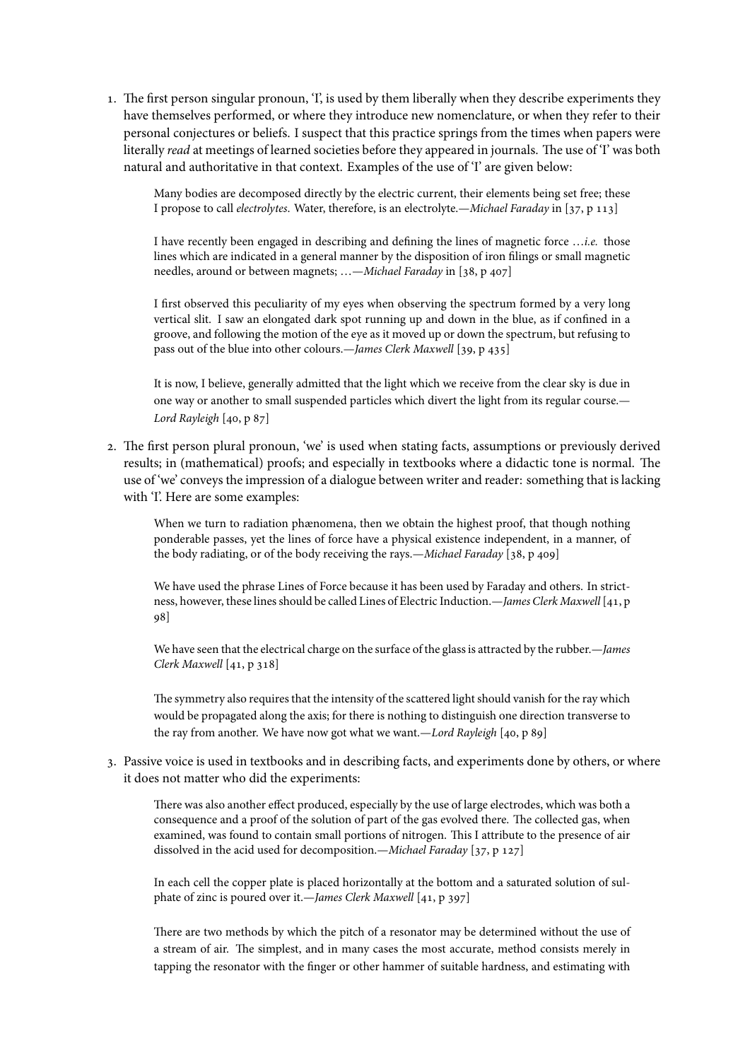1. The first person singular pronoun, 'I', is used by them liberally when they describe experiments they have themselves performed, or where they introduce new nomenclature, or when they refer to their personal conjectures or beliefs. I suspect that this practice springs from the times when papers were literally *read* at meetings of learned societies before they appeared in journals. The use of 'I' was both natural and authoritative in that context. Examples of the use of 'I' are given below:

   > Many bodies are decomposed directly by the electric current, their elements being set free; these I propose to call *electrolytes*. Water, therefore, is an electrolyte.—*Michael Faraday* in [37, p 113]

   > I have recently been engaged in describing and defining the lines of magnetic force …*i.e.* those lines which are indicated in a general manner by the disposition of iron filings or small magnetic needles, around or between magnets; …—*Michael Faraday* in [38, p 407]

   > I first observed this peculiarity of my eyes when observing the spectrum formed by a very long vertical slit. I saw an elongated dark spot running up and down in the blue, as if confined in a groove, and following the motion of the eye as it moved up or down the spectrum, but refusing to pass out of the blue into other colours.—*James Clerk Maxwell* [39, p 435]

   > It is now, I believe, generally admitted that the light which we receive from the clear sky is due in one way or another to small suspended particles which divert the light from its regular course.—*Lord Rayleigh* [40, p 87]

2. The first person plural pronoun, 'we' is used when stating facts, assumptions or previously derived results; in (mathematical) proofs; and especially in textbooks where a didactic tone is normal. The use of 'we' conveys the impression of a dialogue between writer and reader: something that is lacking with 'I'. Here are some examples:

   > When we turn to radiation phænomena, then we obtain the highest proof, that though nothing ponderable passes, yet the lines of force have a physical existence independent, in a manner, of the body radiating, or of the body receiving the rays.—*Michael Faraday* [38, p 409]

   > We have used the phrase Lines of Force because it has been used by Faraday and others. In strictness, however, these lines should be called Lines of Electric Induction.—*James Clerk Maxwell* [41, p 98]

   > We have seen that the electrical charge on the surface of the glass is attracted by the rubber.—*James Clerk Maxwell* [41, p 318]

   > The symmetry also requires that the intensity of the scattered light should vanish for the ray which would be propagated along the axis; for there is nothing to distinguish one direction transverse to the ray from another. We have now got what we want.—*Lord Rayleigh* [40, p 89]

3. Passive voice is used in textbooks and in describing facts, and experiments done by others, or where it does not matter who did the experiments:

   > There was also another effect produced, especially by the use of large electrodes, which was both a consequence and a proof of the solution of part of the gas evolved there. The collected gas, when examined, was found to contain small portions of nitrogen. This I attribute to the presence of air dissolved in the acid used for decomposition.—*Michael Faraday* [37, p 127]

   > In each cell the copper plate is placed horizontally at the bottom and a saturated solution of sulphate of zinc is poured over it.—*James Clerk Maxwell* [41, p 397]

   > There are two methods by which the pitch of a resonator may be determined without the use of a stream of air. The simplest, and in many cases the most accurate, method consists merely in tapping the resonator with the finger or other hammer of suitable hardness, and estimating with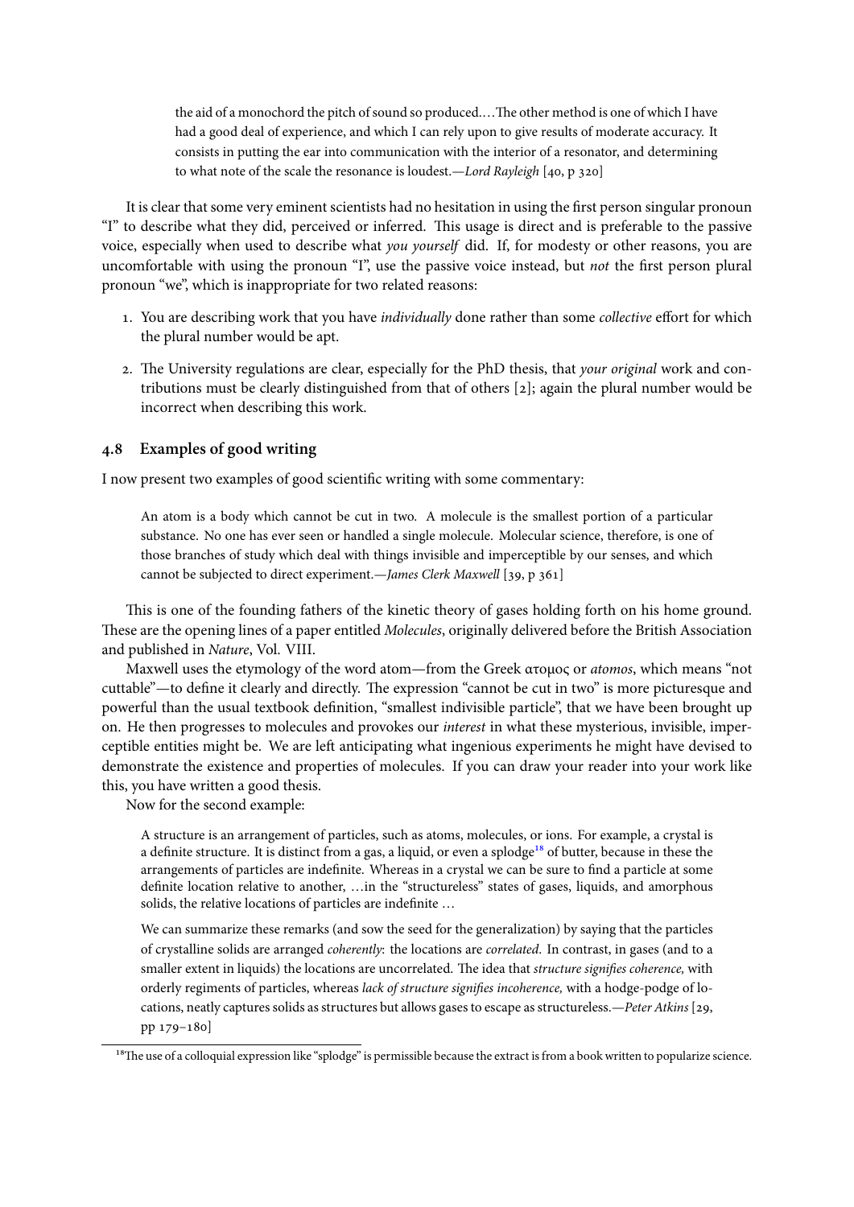> the aid of a monochord the pitch of sound so produced.…The other method is one of which I have had a good deal of experience, and which I can rely upon to give results of moderate accuracy. It consists in putting the ear into communication with the interior of a resonator, and determining to what note of the scale the resonance is loudest.—*Lord Rayleigh* [40, p 320]

It is clear that some very eminent scientists had no hesitation in using the first person singular pronoun "I" to describe what they did, perceived or inferred. This usage is direct and is preferable to the passive voice, especially when used to describe what *you yourself* did. If, for modesty or other reasons, you are uncomfortable with using the pronoun "I", use the passive voice instead, but *not* the first person plural pronoun "we", which is inappropriate for two related reasons:

1. You are describing work that you have *individually* done rather than some *collective* effort for which the plural number would be apt.
2. The University regulations are clear, especially for the PhD thesis, that *your original* work and contributions must be clearly distinguished from that of others [2]; again the plural number would be incorrect when describing this work.

### 4.8 Examples of good writing

I now present two examples of good scientific writing with some commentary:

> An atom is a body which cannot be cut in two. A molecule is the smallest portion of a particular substance. No one has ever seen or handled a single molecule. Molecular science, therefore, is one of those branches of study which deal with things invisible and imperceptible by our senses, and which cannot be subjected to direct experiment.—*James Clerk Maxwell* [39, p 361]

This is one of the founding fathers of the kinetic theory of gases holding forth on his home ground. These are the opening lines of a paper entitled *Molecules*, originally delivered before the British Association and published in *Nature*, Vol. VIII.

Maxwell uses the etymology of the word atom—from the Greek ατομος or *atomos*, which means "not cuttable"—to define it clearly and directly. The expression "cannot be cut in two" is more picturesque and powerful than the usual textbook definition, "smallest indivisible particle", that we have been brought up on. He then progresses to molecules and provokes our *interest* in what these mysterious, invisible, imperceptible entities might be. We are left anticipating what ingenious experiments he might have devised to demonstrate the existence and properties of molecules. If you can draw your reader into your work like this, you have written a good thesis.

Now for the second example:

> A structure is an arrangement of particles, such as atoms, molecules, or ions. For example, a crystal is a definite structure. It is distinct from a gas, a liquid, or even a splodge[18] of butter, because in these the arrangements of particles are indefinite. Whereas in a crystal we can be sure to find a particle at some definite location relative to another, …in the "structureless" states of gases, liquids, and amorphous solids, the relative locations of particles are indefinite …
>
> We can summarize these remarks (and sow the seed for the generalization) by saying that the particles of crystalline solids are arranged *coherently*: the locations are *correlated*. In contrast, in gases (and to a smaller extent in liquids) the locations are uncorrelated. The idea that *structure signifies coherence,* with orderly regiments of particles, whereas *lack of structure signifies incoherence,* with a hodge-podge of locations, neatly captures solids as structures but allows gases to escape as structureless.—*Peter Atkins* [29, pp 179–180]

[18] The use of a colloquial expression like "splodge" is permissible because the extract is from a book written to popularize science.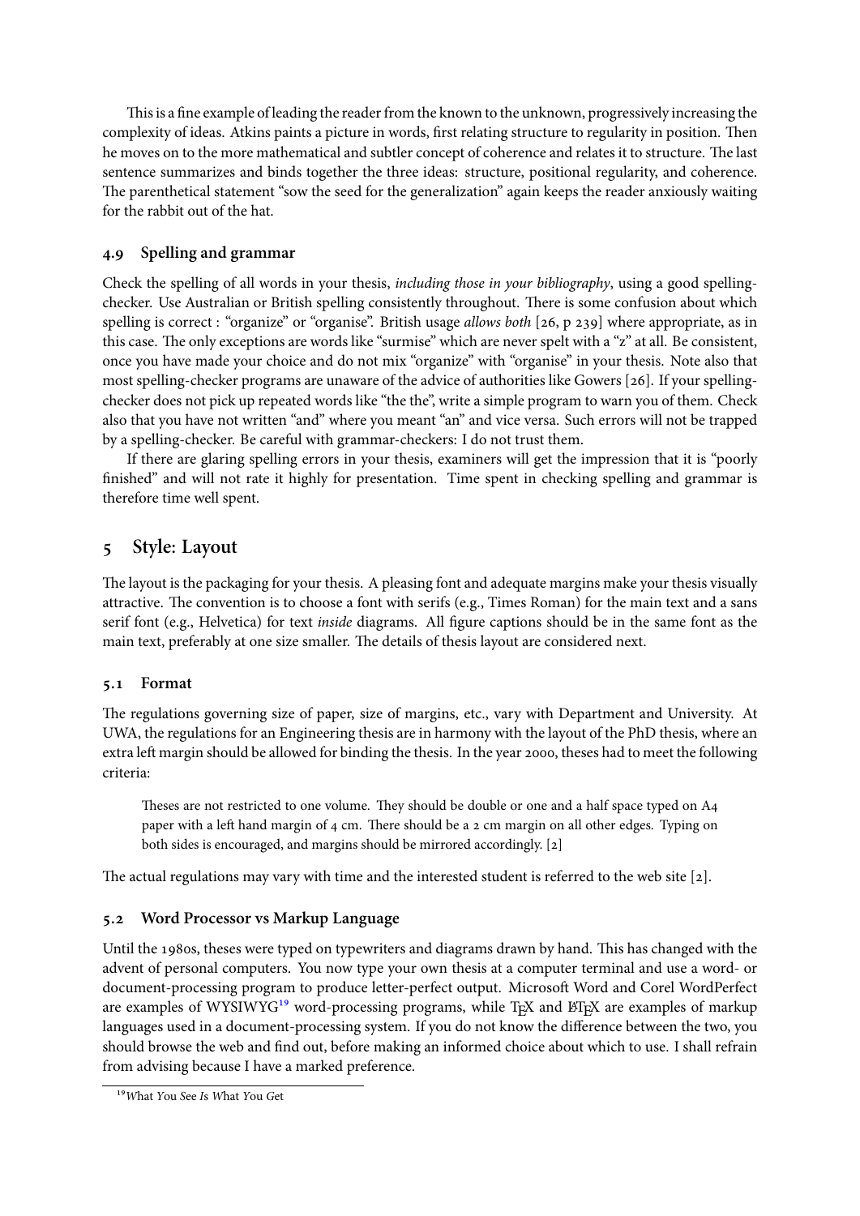This is a fine example of leading the reader from the known to the unknown, progressively increasing the complexity of ideas. Atkins paints a picture in words, first relating structure to regularity in position. Then he moves on to the more mathematical and subtler concept of coherence and relates it to structure. The last sentence summarizes and binds together the three ideas: structure, positional regularity, and coherence. The parenthetical statement "sow the seed for the generalization" again keeps the reader anxiously waiting for the rabbit out of the hat.

### 4.9 Spelling and grammar

Check the spelling of all words in your thesis, *including those in your bibliography*, using a good spelling-checker. Use Australian or British spelling consistently throughout. There is some confusion about which spelling is correct : "organize" or "organise". British usage *allows both* [26, p 239] where appropriate, as in this case. The only exceptions are words like "surmise" which are never spelt with a "z" at all. Be consistent, once you have made your choice and do not mix "organize" with "organise" in your thesis. Note also that most spelling-checker programs are unaware of the advice of authorities like Gowers [26]. If your spelling-checker does not pick up repeated words like "the the", write a simple program to warn you of them. Check also that you have not written "and" where you meant "an" and vice versa. Such errors will not be trapped by a spelling-checker. Be careful with grammar-checkers: I do not trust them.

If there are glaring spelling errors in your thesis, examiners will get the impression that it is "poorly finished" and will not rate it highly for presentation. Time spent in checking spelling and grammar is therefore time well spent.

## 5 Style: Layout

The layout is the packaging for your thesis. A pleasing font and adequate margins make your thesis visually attractive. The convention is to choose a font with serifs (e.g., Times Roman) for the main text and a sans serif font (e.g., Helvetica) for text *inside* diagrams. All figure captions should be in the same font as the main text, preferably at one size smaller. The details of thesis layout are considered next.

### 5.1 Format

The regulations governing size of paper, size of margins, etc., vary with Department and University. At UWA, the regulations for an Engineering thesis are in harmony with the layout of the PhD thesis, where an extra left margin should be allowed for binding the thesis. In the year 2000, theses had to meet the following criteria:

> Theses are not restricted to one volume. They should be double or one and a half space typed on A4 paper with a left hand margin of 4 cm. There should be a 2 cm margin on all other edges. Typing on both sides is encouraged, and margins should be mirrored accordingly. [2]

The actual regulations may vary with time and the interested student is referred to the web site [2].

### 5.2 Word Processor vs Markup Language

Until the 1980s, theses were typed on typewriters and diagrams drawn by hand. This has changed with the advent of personal computers. You now type your own thesis at a computer terminal and use a word- or document-processing program to produce letter-perfect output. Microsoft Word and Corel WordPerfect are examples of WYSIWYG[19] word-processing programs, while TeX and LaTeX are examples of markup languages used in a document-processing system. If you do not know the difference between the two, you should browse the web and find out, before making an informed choice about which to use. I shall refrain from advising because I have a marked preference.

[19] *W*hat *Y*ou *S*ee *I*s *W*hat *Y*ou *G*et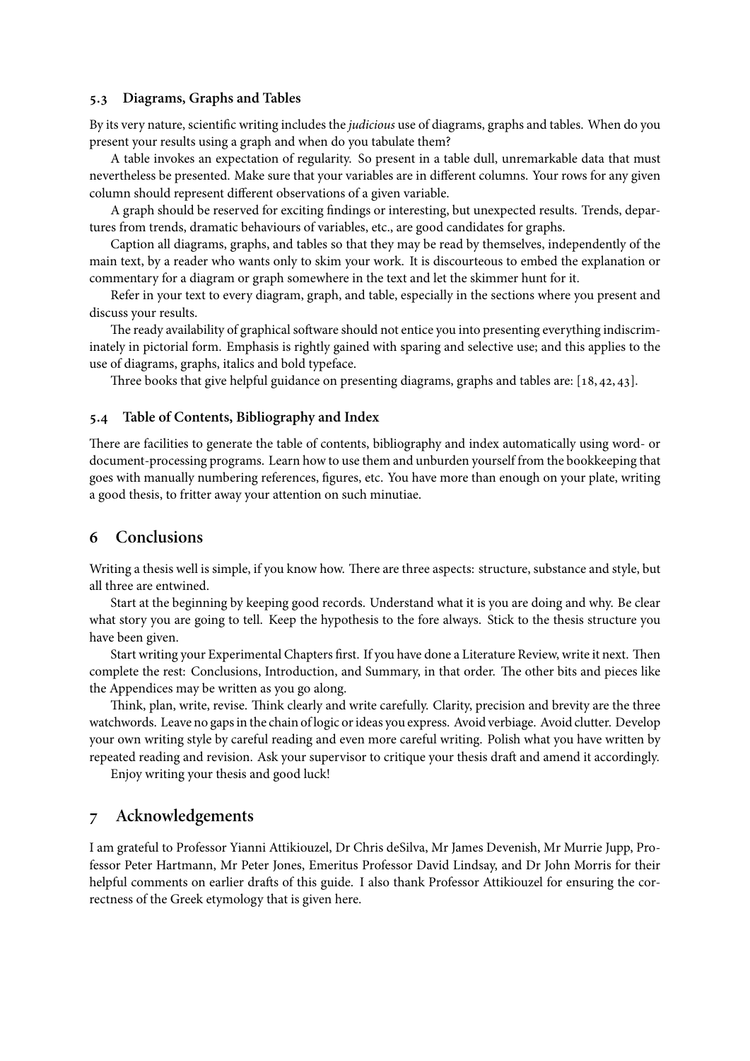### 5.3 Diagrams, Graphs and Tables

By its very nature, scientific writing includes the *judicious* use of diagrams, graphs and tables. When do you present your results using a graph and when do you tabulate them?

A table invokes an expectation of regularity. So present in a table dull, unremarkable data that must nevertheless be presented. Make sure that your variables are in different columns. Your rows for any given column should represent different observations of a given variable.

A graph should be reserved for exciting findings or interesting, but unexpected results. Trends, departures from trends, dramatic behaviours of variables, etc., are good candidates for graphs.

Caption all diagrams, graphs, and tables so that they may be read by themselves, independently of the main text, by a reader who wants only to skim your work. It is discourteous to embed the explanation or commentary for a diagram or graph somewhere in the text and let the skimmer hunt for it.

Refer in your text to every diagram, graph, and table, especially in the sections where you present and discuss your results.

The ready availability of graphical software should not entice you into presenting everything indiscriminately in pictorial form. Emphasis is rightly gained with sparing and selective use; and this applies to the use of diagrams, graphs, italics and bold typeface.

Three books that give helpful guidance on presenting diagrams, graphs and tables are: [18, 42, 43].

### 5.4 Table of Contents, Bibliography and Index

There are facilities to generate the table of contents, bibliography and index automatically using word- or document-processing programs. Learn how to use them and unburden yourself from the bookkeeping that goes with manually numbering references, figures, etc. You have more than enough on your plate, writing a good thesis, to fritter away your attention on such minutiae.

## 6 Conclusions

Writing a thesis well is simple, if you know how. There are three aspects: structure, substance and style, but all three are entwined.

Start at the beginning by keeping good records. Understand what it is you are doing and why. Be clear what story you are going to tell. Keep the hypothesis to the fore always. Stick to the thesis structure you have been given.

Start writing your Experimental Chapters first. If you have done a Literature Review, write it next. Then complete the rest: Conclusions, Introduction, and Summary, in that order. The other bits and pieces like the Appendices may be written as you go along.

Think, plan, write, revise. Think clearly and write carefully. Clarity, precision and brevity are the three watchwords. Leave no gaps in the chain of logic or ideas you express. Avoid verbiage. Avoid clutter. Develop your own writing style by careful reading and even more careful writing. Polish what you have written by repeated reading and revision. Ask your supervisor to critique your thesis draft and amend it accordingly.

Enjoy writing your thesis and good luck!

## 7 Acknowledgements

I am grateful to Professor Yianni Attikiouzel, Dr Chris deSilva, Mr James Devenish, Mr Murrie Jupp, Professor Peter Hartmann, Mr Peter Jones, Emeritus Professor David Lindsay, and Dr John Morris for their helpful comments on earlier drafts of this guide. I also thank Professor Attikiouzel for ensuring the correctness of the Greek etymology that is given here.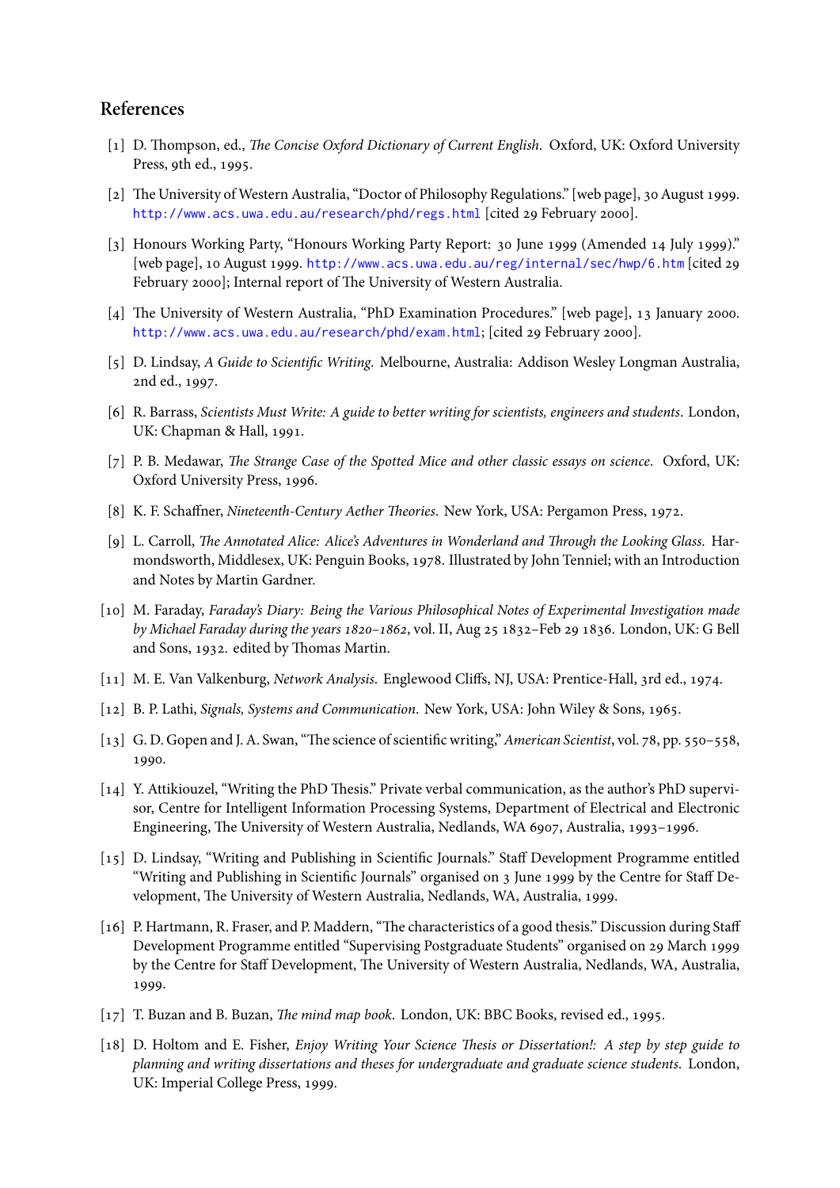## References

[1] D. Thompson, ed., *The Concise Oxford Dictionary of Current English*. Oxford, UK: Oxford University Press, 9th ed., 1995.

[2] The University of Western Australia, "Doctor of Philosophy Regulations." [web page], 30 August 1999. http://www.acs.uwa.edu.au/research/phd/regs.html [cited 29 February 2000].

[3] Honours Working Party, "Honours Working Party Report: 30 June 1999 (Amended 14 July 1999)." [web page], 10 August 1999. http://www.acs.uwa.edu.au/reg/internal/sec/hwp/6.htm [cited 29 February 2000]; Internal report of The University of Western Australia.

[4] The University of Western Australia, "PhD Examination Procedures." [web page], 13 January 2000. http://www.acs.uwa.edu.au/research/phd/exam.html; [cited 29 February 2000].

[5] D. Lindsay, *A Guide to Scientific Writing*. Melbourne, Australia: Addison Wesley Longman Australia, 2nd ed., 1997.

[6] R. Barrass, *Scientists Must Write: A guide to better writing for scientists, engineers and students*. London, UK: Chapman & Hall, 1991.

[7] P. B. Medawar, *The Strange Case of the Spotted Mice and other classic essays on science*. Oxford, UK: Oxford University Press, 1996.

[8] K. F. Schaffner, *Nineteenth-Century Aether Theories*. New York, USA: Pergamon Press, 1972.

[9] L. Carroll, *The Annotated Alice: Alice's Adventures in Wonderland and Through the Looking Glass*. Harmondsworth, Middlesex, UK: Penguin Books, 1978. Illustrated by John Tenniel; with an Introduction and Notes by Martin Gardner.

[10] M. Faraday, *Faraday's Diary: Being the Various Philosophical Notes of Experimental Investigation made by Michael Faraday during the years 1820–1862*, vol. II, Aug 25 1832–Feb 29 1836. London, UK: G Bell and Sons, 1932. edited by Thomas Martin.

[11] M. E. Van Valkenburg, *Network Analysis*. Englewood Cliffs, NJ, USA: Prentice-Hall, 3rd ed., 1974.

[12] B. P. Lathi, *Signals, Systems and Communication*. New York, USA: John Wiley & Sons, 1965.

[13] G. D. Gopen and J. A. Swan, "The science of scientific writing," *American Scientist*, vol. 78, pp. 550–558, 1990.

[14] Y. Attikiouzel, "Writing the PhD Thesis." Private verbal communication, as the author's PhD supervisor, Centre for Intelligent Information Processing Systems, Department of Electrical and Electronic Engineering, The University of Western Australia, Nedlands, WA 6907, Australia, 1993–1996.

[15] D. Lindsay, "Writing and Publishing in Scientific Journals." Staff Development Programme entitled "Writing and Publishing in Scientific Journals" organised on 3 June 1999 by the Centre for Staff Development, The University of Western Australia, Nedlands, WA, Australia, 1999.

[16] P. Hartmann, R. Fraser, and P. Maddern, "The characteristics of a good thesis." Discussion during Staff Development Programme entitled "Supervising Postgraduate Students" organised on 29 March 1999 by the Centre for Staff Development, The University of Western Australia, Nedlands, WA, Australia, 1999.

[17] T. Buzan and B. Buzan, *The mind map book*. London, UK: BBC Books, revised ed., 1995.

[18] D. Holtom and E. Fisher, *Enjoy Writing Your Science Thesis or Dissertation!: A step by step guide to planning and writing dissertations and theses for undergraduate and graduate science students*. London, UK: Imperial College Press, 1999.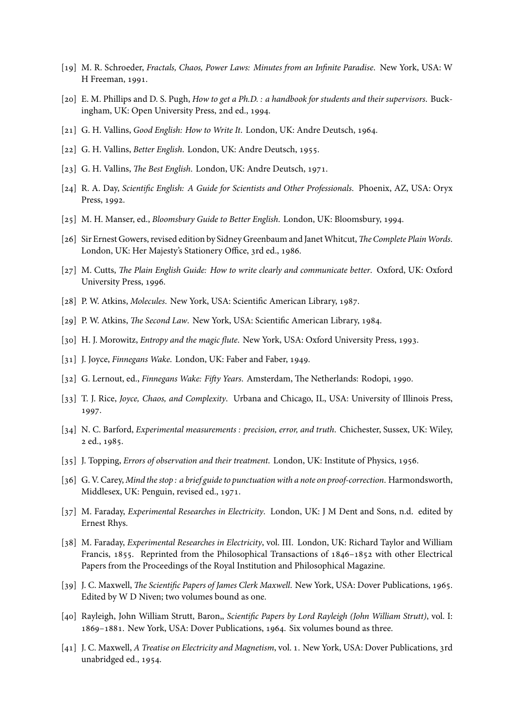[19] M. R. Schroeder, *Fractals, Chaos, Power Laws: Minutes from an Infinite Paradise*. New York, USA: W H Freeman, 1991.

[20] E. M. Phillips and D. S. Pugh, *How to get a Ph.D. : a handbook for students and their supervisors*. Buckingham, UK: Open University Press, 2nd ed., 1994.

[21] G. H. Vallins, *Good English: How to Write It*. London, UK: Andre Deutsch, 1964.

[22] G. H. Vallins, *Better English*. London, UK: Andre Deutsch, 1955.

[23] G. H. Vallins, *The Best English*. London, UK: Andre Deutsch, 1971.

[24] R. A. Day, *Scientific English: A Guide for Scientists and Other Professionals*. Phoenix, AZ, USA: Oryx Press, 1992.

[25] M. H. Manser, ed., *Bloomsbury Guide to Better English*. London, UK: Bloomsbury, 1994.

[26] Sir Ernest Gowers, revised edition by Sidney Greenbaum and Janet Whitcut, *The Complete Plain Words*. London, UK: Her Majesty's Stationery Office, 3rd ed., 1986.

[27] M. Cutts, *The Plain English Guide: How to write clearly and communicate better*. Oxford, UK: Oxford University Press, 1996.

[28] P. W. Atkins, *Molecules*. New York, USA: Scientific American Library, 1987.

[29] P. W. Atkins, *The Second Law*. New York, USA: Scientific American Library, 1984.

[30] H. J. Morowitz, *Entropy and the magic flute*. New York, USA: Oxford University Press, 1993.

[31] J. Joyce, *Finnegans Wake*. London, UK: Faber and Faber, 1949.

[32] G. Lernout, ed., *Finnegans Wake: Fifty Years*. Amsterdam, The Netherlands: Rodopi, 1990.

[33] T. J. Rice, *Joyce, Chaos, and Complexity*. Urbana and Chicago, IL, USA: University of Illinois Press, 1997.

[34] N. C. Barford, *Experimental measurements : precision, error, and truth*. Chichester, Sussex, UK: Wiley, 2 ed., 1985.

[35] J. Topping, *Errors of observation and their treatment*. London, UK: Institute of Physics, 1956.

[36] G. V. Carey, *Mind the stop : a brief guide to punctuation with a note on proof-correction*. Harmondsworth, Middlesex, UK: Penguin, revised ed., 1971.

[37] M. Faraday, *Experimental Researches in Electricity*. London, UK: J M Dent and Sons, n.d. edited by Ernest Rhys.

[38] M. Faraday, *Experimental Researches in Electricity*, vol. III. London, UK: Richard Taylor and William Francis, 1855. Reprinted from the Philosophical Transactions of 1846–1852 with other Electrical Papers from the Proceedings of the Royal Institution and Philosophical Magazine.

[39] J. C. Maxwell, *The Scientific Papers of James Clerk Maxwell*. New York, USA: Dover Publications, 1965. Edited by W D Niven; two volumes bound as one.

[40] Rayleigh, John William Strutt, Baron,, *Scientific Papers by Lord Rayleigh (John William Strutt)*, vol. I: 1869–1881. New York, USA: Dover Publications, 1964. Six volumes bound as three.

[41] J. C. Maxwell, *A Treatise on Electricity and Magnetism*, vol. 1. New York, USA: Dover Publications, 3rd unabridged ed., 1954.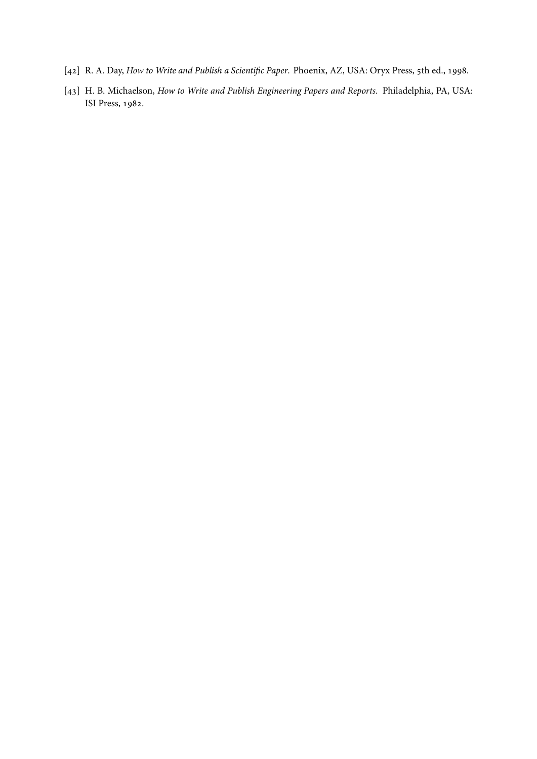[42] R. A. Day, *How to Write and Publish a Scientific Paper*. Phoenix, AZ, USA: Oryx Press, 5th ed., 1998.

[43] H. B. Michaelson, *How to Write and Publish Engineering Papers and Reports*. Philadelphia, PA, USA: ISI Press, 1982.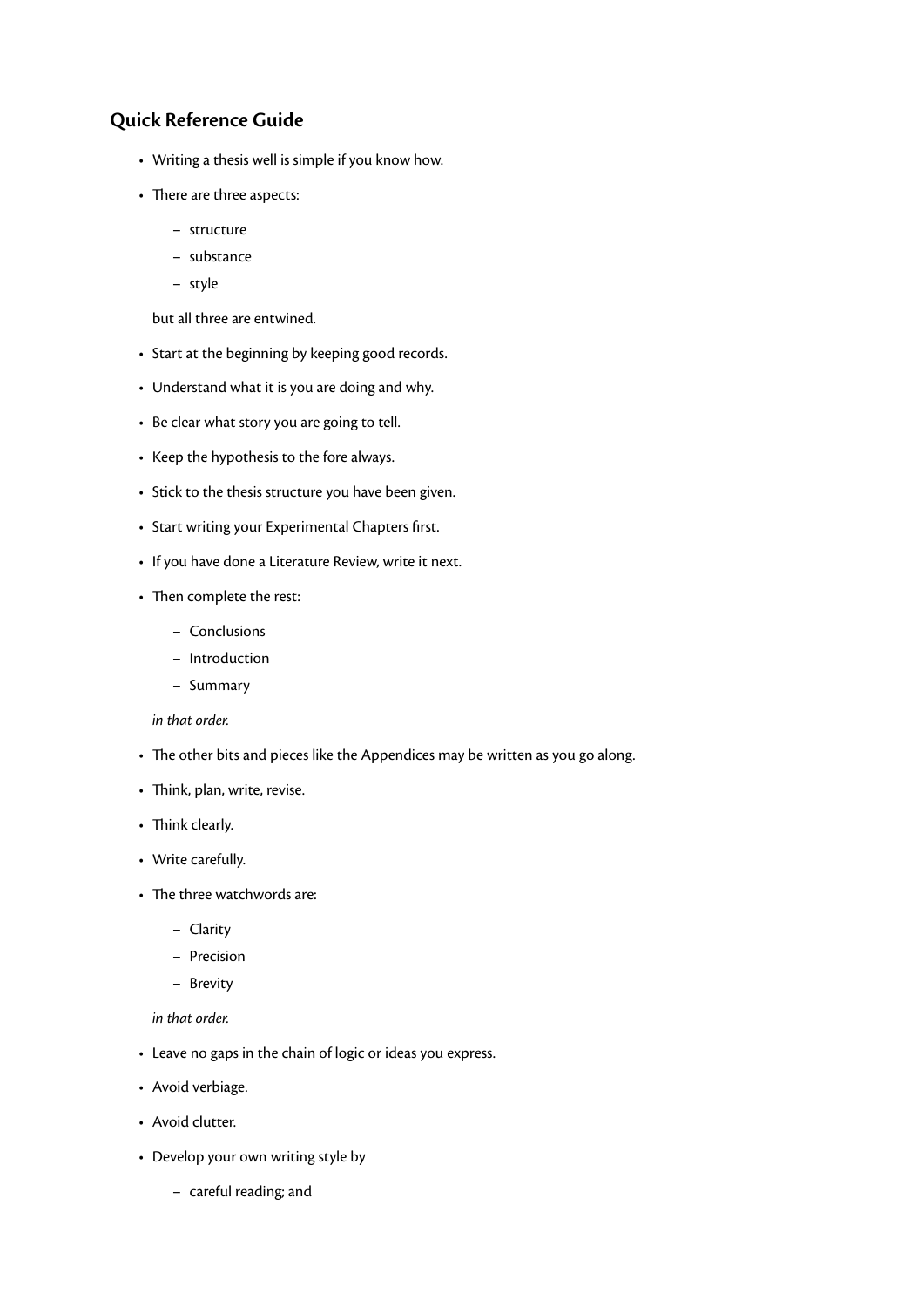## Quick Reference Guide

- Writing a thesis well is simple if you know how.
- There are three aspects:
  - structure
  - substance
  - style

  but all three are entwined.
- Start at the beginning by keeping good records.
- Understand what it is you are doing and why.
- Be clear what story you are going to tell.
- Keep the hypothesis to the fore always.
- Stick to the thesis structure you have been given.
- Start writing your Experimental Chapters first.
- If you have done a Literature Review, write it next.
- Then complete the rest:
  - Conclusions
  - Introduction
  - Summary

  *in that order.*
- The other bits and pieces like the Appendices may be written as you go along.
- Think, plan, write, revise.
- Think clearly.
- Write carefully.
- The three watchwords are:
  - Clarity
  - Precision
  - Brevity

  *in that order.*
- Leave no gaps in the chain of logic or ideas you express.
- Avoid verbiage.
- Avoid clutter.
- Develop your own writing style by
  - careful reading; and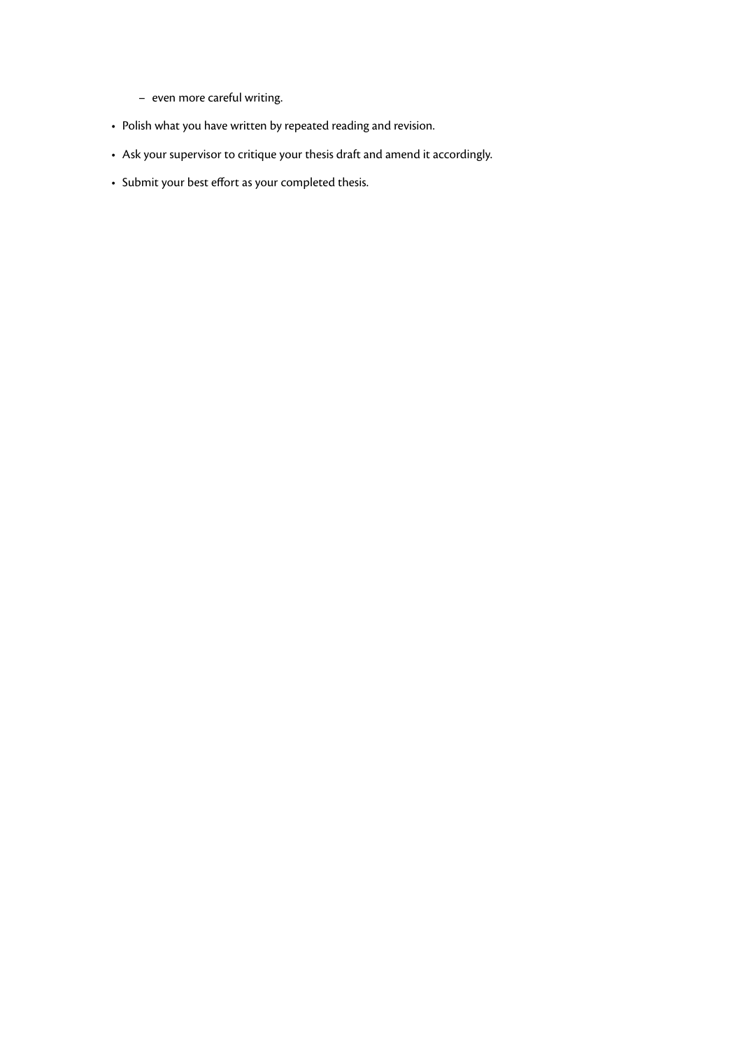- even more careful writing.

- Polish what you have written by repeated reading and revision.
- Ask your supervisor to critique your thesis draft and amend it accordingly.
- Submit your best effort as your completed thesis.